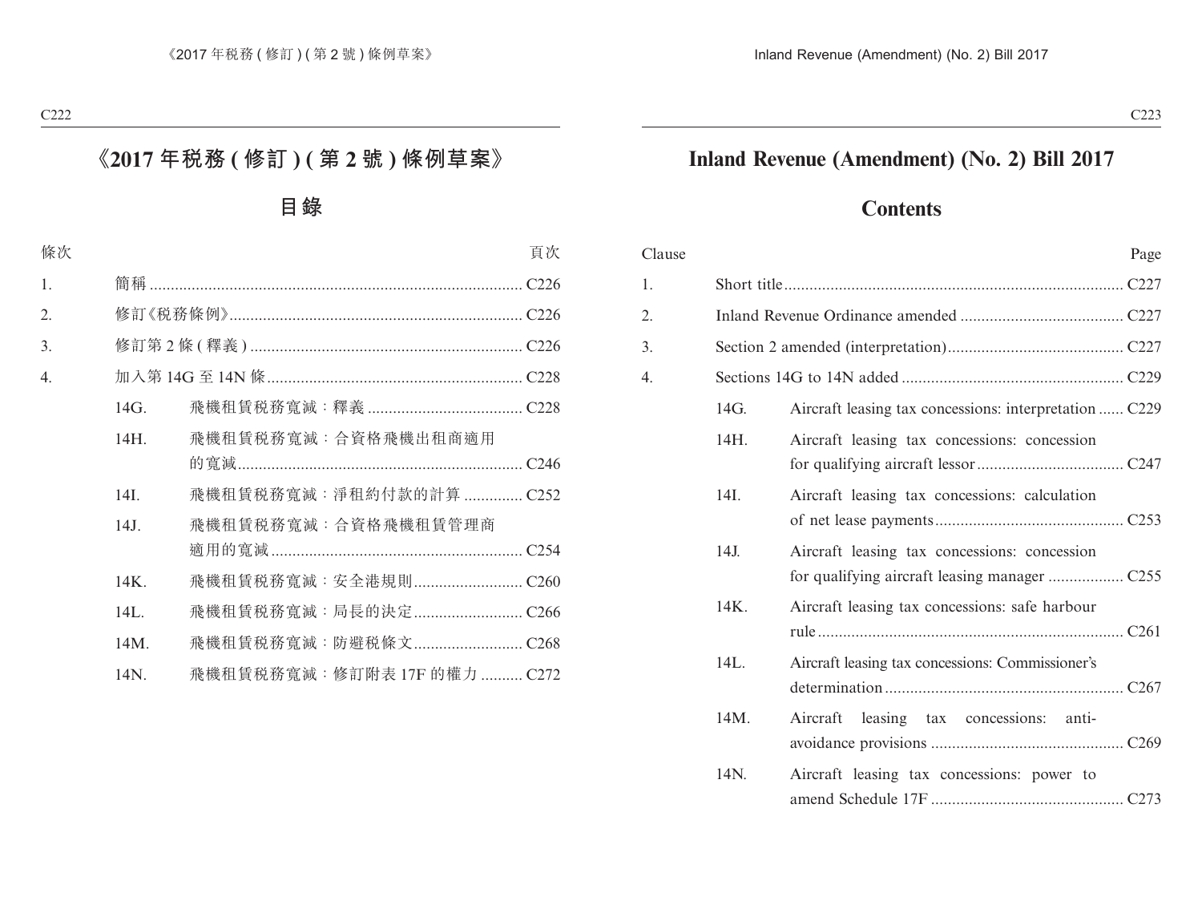# 《2017 年稅務 ( 修訂 ) ( 第 2 號 ) 條例草案》

## 目錄

| 條次 | | | 頁次 |
|---|---|---|---|
| 1. | 簡稱 | | C226 |
| 2. | 修訂《稅務條例》 | | C226 |
| 3. | 修訂第 2 條 ( 釋義 ) | | C226 |
| 4. | 加入第 14G 至 14N 條 | | C228 |
| | 14G. | 飛機租賃稅務寬減：釋義 | C228 |
| | 14H. | 飛機租賃稅務寬減：合資格飛機出租商適用的寬減 | C246 |
| | 14I. | 飛機租賃稅務寬減：淨租約付款的計算 | C252 |
| | 14J. | 飛機租賃稅務寬減：合資格飛機租賃管理商適用的寬減 | C254 |
| | 14K. | 飛機租賃稅務寬減：安全港規則 | C260 |
| | 14L. | 飛機租賃稅務寬減：局長的決定 | C266 |
| | 14M. | 飛機租賃稅務寬減：防避稅條文 | C268 |
| | 14N. | 飛機租賃稅務寬減：修訂附表 17F 的權力 | C272 |

# Inland Revenue (Amendment) (No. 2) Bill 2017

## Contents

| Clause | | | Page |
|---|---|---|---|
| 1. | Short title | | C227 |
| 2. | Inland Revenue Ordinance amended | | C227 |
| 3. | Section 2 amended (interpretation) | | C227 |
| 4. | Sections 14G to 14N added | | C229 |
| | 14G. | Aircraft leasing tax concessions: interpretation | C229 |
| | 14H. | Aircraft leasing tax concessions: concession for qualifying aircraft lessor | C247 |
| | 14I. | Aircraft leasing tax concessions: calculation of net lease payments | C253 |
| | 14J. | Aircraft leasing tax concessions: concession for qualifying aircraft leasing manager | C255 |
| | 14K. | Aircraft leasing tax concessions: safe harbour rule | C261 |
| | 14L. | Aircraft leasing tax concessions: Commissioner's determination | C267 |
| | 14M. | Aircraft leasing tax concessions: anti-avoidance provisions | C269 |
| | 14N. | Aircraft leasing tax concessions: power to amend Schedule 17F | C273 |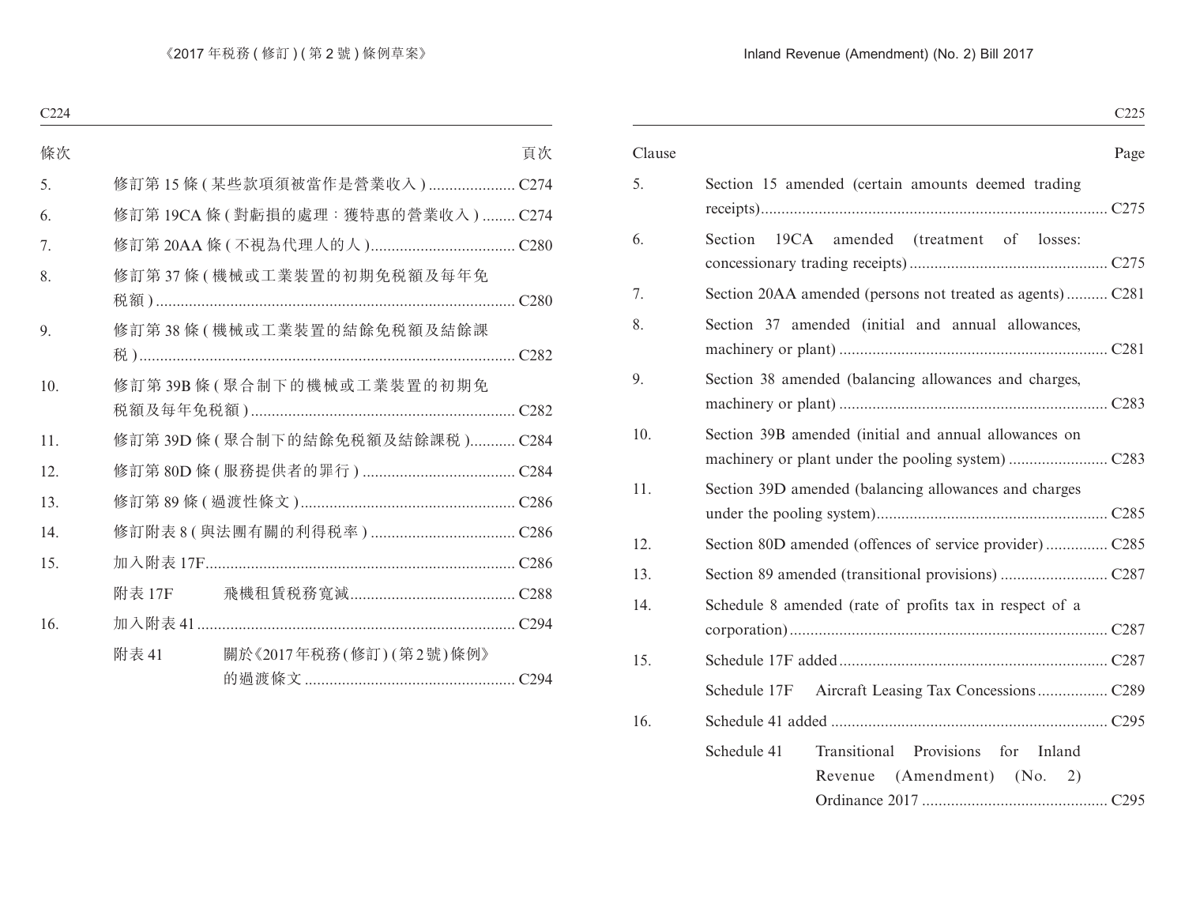| 條次 | | 頁次 |
|---|---|---|
| 5. | 修訂第 15 條 (某些款項須被當作是營業收入) | C274 |
| 6. | 修訂第 19CA 條 (對虧損的處理：獲特惠的營業收入) | C274 |
| 7. | 修訂第 20AA 條 (不視為代理人的人) | C280 |
| 8. | 修訂第 37 條 (機械或工業裝置的初期免稅額及每年免稅額) | C280 |
| 9. | 修訂第 38 條 (機械或工業裝置的結餘免稅額及結餘課稅) | C282 |
| 10. | 修訂第 39B 條 (聚合制下的機械或工業裝置的初期免稅額及每年免稅額) | C282 |
| 11. | 修訂第 39D 條 (聚合制下的結餘免稅額及結餘課稅) | C284 |
| 12. | 修訂第 80D 條 (服務提供者的罪行) | C284 |
| 13. | 修訂第 89 條 (過渡性條文) | C286 |
| 14. | 修訂附表 8 (與法團有關的利得稅率) | C286 |
| 15. | 加入附表 17F | C286 |
| | 附表 17F　飛機租賃稅務寬減 | C288 |
| 16. | 加入附表 41 | C294 |
| | 附表 41　關於《2017 年稅務 (修訂) (第 2 號) 條例》的過渡條文 | C294 |

| Clause | | Page |
|---|---|---|
| 5. | Section 15 amended (certain amounts deemed trading receipts) | C275 |
| 6. | Section 19CA amended (treatment of losses: concessionary trading receipts) | C275 |
| 7. | Section 20AA amended (persons not treated as agents) | C281 |
| 8. | Section 37 amended (initial and annual allowances, machinery or plant) | C281 |
| 9. | Section 38 amended (balancing allowances and charges, machinery or plant) | C283 |
| 10. | Section 39B amended (initial and annual allowances on machinery or plant under the pooling system) | C283 |
| 11. | Section 39D amended (balancing allowances and charges under the pooling system) | C285 |
| 12. | Section 80D amended (offences of service provider) | C285 |
| 13. | Section 89 amended (transitional provisions) | C287 |
| 14. | Schedule 8 amended (rate of profits tax in respect of a corporation) | C287 |
| 15. | Schedule 17F added | C287 |
| | Schedule 17F　Aircraft Leasing Tax Concessions | C289 |
| 16. | Schedule 41 added | C295 |
| | Schedule 41　Transitional Provisions for Inland Revenue (Amendment) (No. 2) Ordinance 2017 | C295 |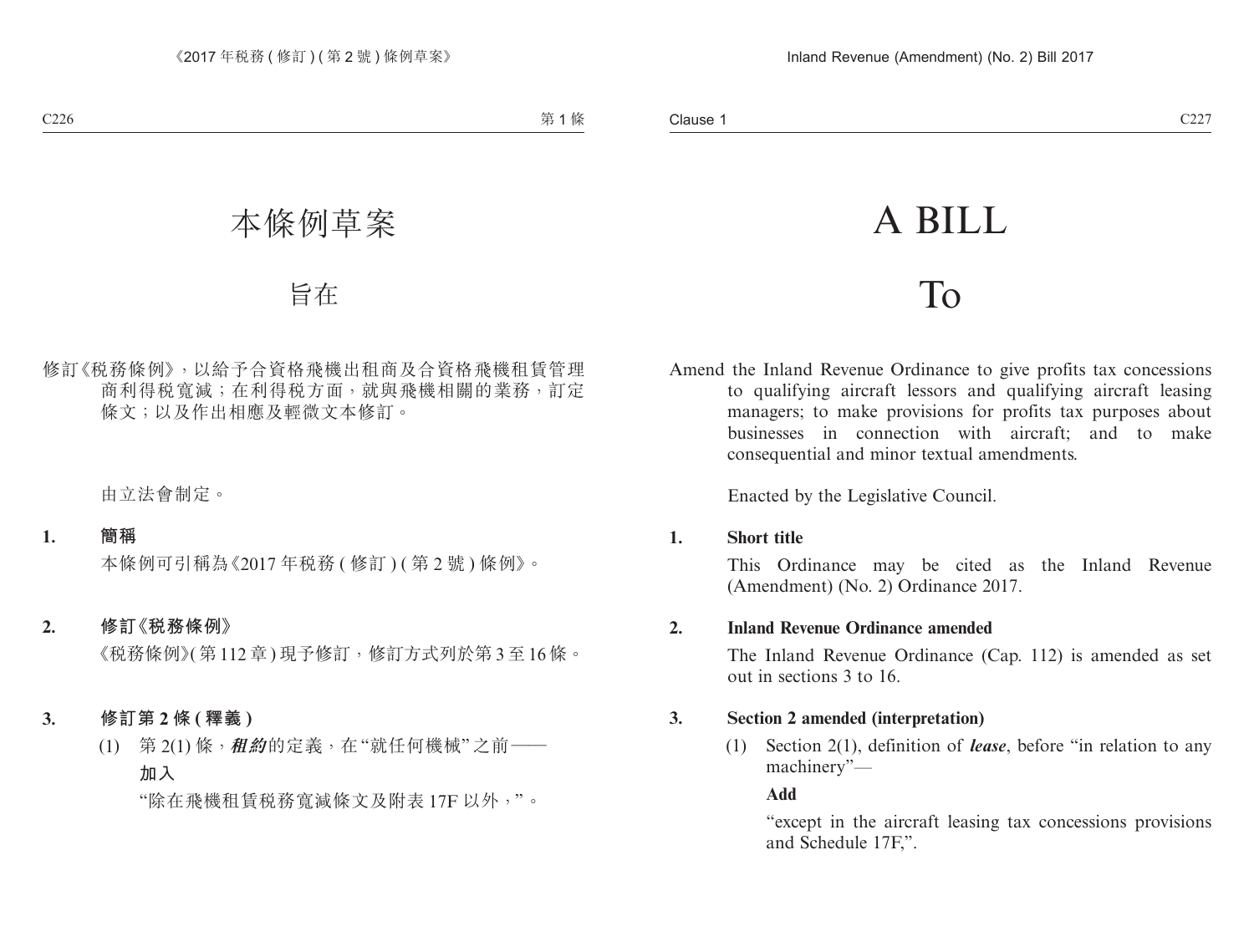# 本條例草案

# 旨在

修訂《稅務條例》，以給予合資格飛機出租商及合資格飛機租賃管理商利得稅寬減；在利得稅方面，就與飛機相關的業務，訂定條文；以及作出相應及輕微文本修訂。

由立法會制定。

**1. 簡稱**

本條例可引稱為《2017 年稅務 (修訂) (第 2 號) 條例》。

**2. 修訂《稅務條例》**

《稅務條例》(第 112 章) 現予修訂，修訂方式列於第 3 至 16 條。

**3. 修訂第 2 條 (釋義)**

(1) 第 2(1) 條，***租約***的定義，在“就任何機械”之前——

**加入**

“除在飛機租賃稅務寬減條文及附表 17F 以外，”。

# A BILL

# To

Amend the Inland Revenue Ordinance to give profits tax concessions to qualifying aircraft lessors and qualifying aircraft leasing managers; to make provisions for profits tax purposes about businesses in connection with aircraft; and to make consequential and minor textual amendments.

Enacted by the Legislative Council.

**1. Short title**

This Ordinance may be cited as the Inland Revenue (Amendment) (No. 2) Ordinance 2017.

**2. Inland Revenue Ordinance amended**

The Inland Revenue Ordinance (Cap. 112) is amended as set out in sections 3 to 16.

**3. Section 2 amended (interpretation)**

(1) Section 2(1), definition of ***lease***, before “in relation to any machinery”—

**Add**

“except in the aircraft leasing tax concessions provisions and Schedule 17F,”.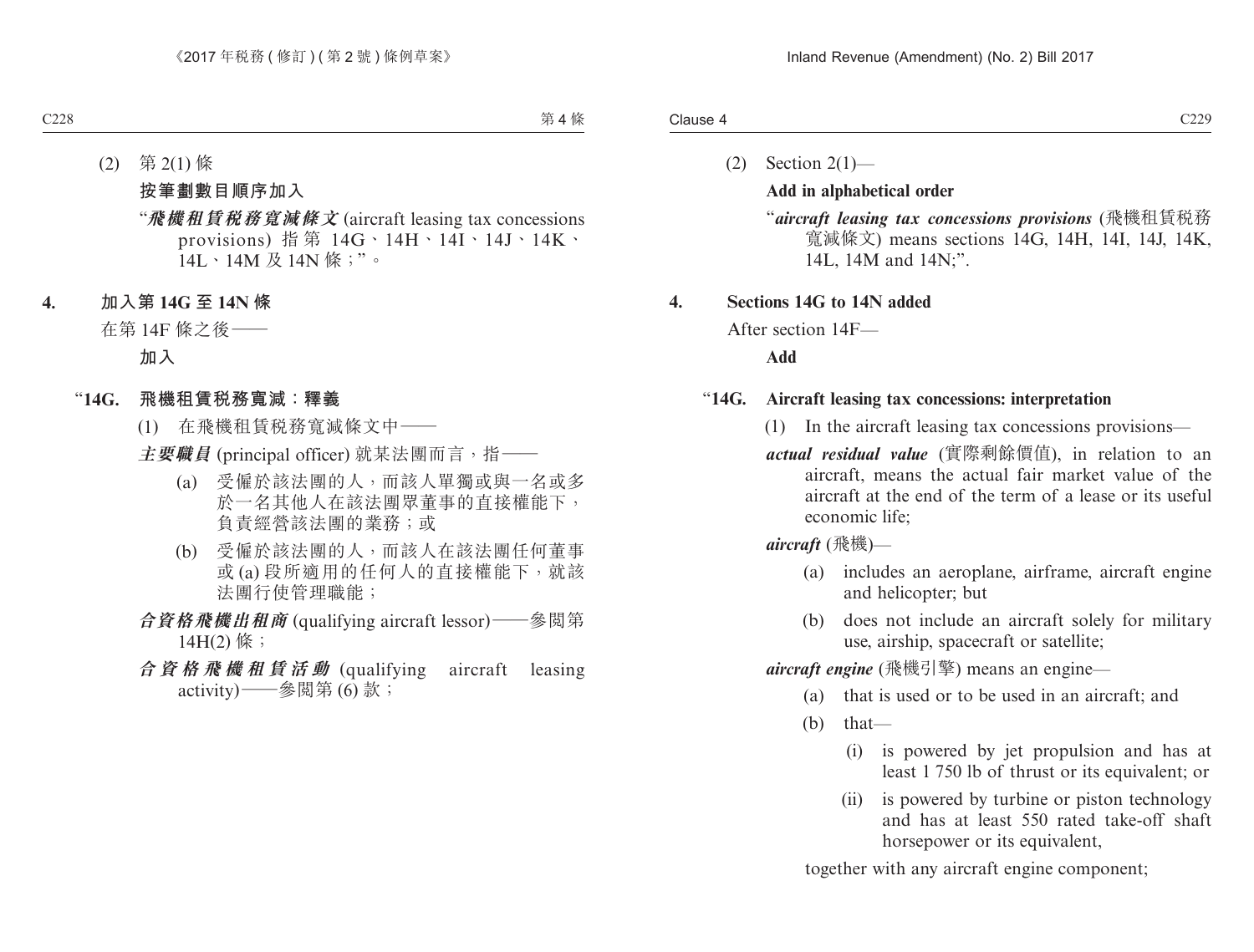(2) 第 2(1) 條

**按筆劃數目順序加入**

“***飛機租賃稅務寬減條文*** (aircraft leasing tax concessions provisions) 指第 14G、14H、14I、14J、14K、14L、14M 及 14N 條；”。

**4. 加入第 14G 至 14N 條**

在第 14F 條之後——

**加入**

“**14G. 飛機租賃稅務寬減：釋義**

(1) 在飛機租賃稅務寬減條文中——

***主要職員*** (principal officer) 就某法團而言，指——

(a) 受僱於該法團的人，而該人單獨或與一名或多於一名其他人在該法團眾董事的直接權能下，負責經營該法團的業務；或

(b) 受僱於該法團的人，而該人在該法團任何董事或 (a) 段所適用的任何人的直接權能下，就該法團行使管理職能；

***合資格飛機出租商*** (qualifying aircraft lessor)——參閱第 14H(2) 條；

***合資格飛機租賃活動*** (qualifying aircraft leasing activity)——參閱第 (6) 款；

(2) Section 2(1)—

**Add in alphabetical order**

“***aircraft leasing tax concessions provisions*** (飛機租賃稅務寬減條文) means sections 14G, 14H, 14I, 14J, 14K, 14L, 14M and 14N;”.

**4. Sections 14G to 14N added**

After section 14F—

**Add**

“**14G. Aircraft leasing tax concessions: interpretation**

(1) In the aircraft leasing tax concessions provisions—

***actual residual value*** (實際剩餘價值), in relation to an aircraft, means the actual fair market value of the aircraft at the end of the term of a lease or its useful economic life;

***aircraft*** (飛機)—

(a) includes an aeroplane, airframe, aircraft engine and helicopter; but

(b) does not include an aircraft solely for military use, airship, spacecraft or satellite;

***aircraft engine*** (飛機引擎) means an engine—

(a) that is used or to be used in an aircraft; and

(b) that—

(i) is powered by jet propulsion and has at least 1 750 lb of thrust or its equivalent; or

(ii) is powered by turbine or piston technology and has at least 550 rated take-off shaft horsepower or its equivalent,

together with any aircraft engine component;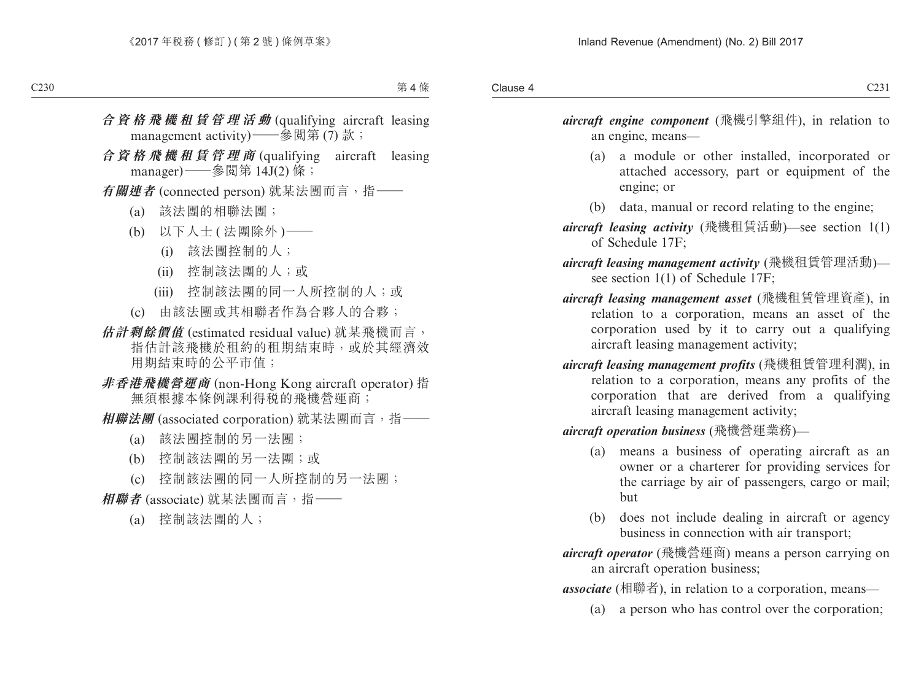***合資格飛機租賃管理活動*** (qualifying aircraft leasing management activity)——參閱第 (7) 款；

***合資格飛機租賃管理商*** (qualifying aircraft leasing manager)——參閱第 14J(2) 條；

***有關連者*** (connected person) 就某法團而言，指——

(a) 該法團的相聯法團；

(b) 以下人士 ( 法團除外 )——

(i) 該法團控制的人；

(ii) 控制該法團的人；或

(iii) 控制該法團的同一人所控制的人；或

(c) 由該法團或其相聯者作為合夥人的合夥；

***估計剩餘價值*** (estimated residual value) 就某飛機而言，指估計該飛機於租約的租期結束時，或於其經濟效用期結束時的公平市值；

***非香港飛機營運商*** (non-Hong Kong aircraft operator) 指無須根據本條例課利得稅的飛機營運商；

***相聯法團*** (associated corporation) 就某法團而言，指——

(a) 該法團控制的另一法團；

(b) 控制該法團的另一法團；或

(c) 控制該法團的同一人所控制的另一法團；

***相聯者*** (associate) 就某法團而言，指——

(a) 控制該法團的人；

***aircraft engine component*** (飛機引擎組件), in relation to an engine, means—

(a) a module or other installed, incorporated or attached accessory, part or equipment of the engine; or

(b) data, manual or record relating to the engine;

***aircraft leasing activity*** (飛機租賃活動)—see section 1(1) of Schedule 17F;

***aircraft leasing management activity*** (飛機租賃管理活動)—see section 1(1) of Schedule 17F;

***aircraft leasing management asset*** (飛機租賃管理資產), in relation to a corporation, means an asset of the corporation used by it to carry out a qualifying aircraft leasing management activity;

***aircraft leasing management profits*** (飛機租賃管理利潤), in relation to a corporation, means any profits of the corporation that are derived from a qualifying aircraft leasing management activity;

***aircraft operation business*** (飛機營運業務)—

(a) means a business of operating aircraft as an owner or a charterer for providing services for the carriage by air of passengers, cargo or mail; but

(b) does not include dealing in aircraft or agency business in connection with air transport;

***aircraft operator*** (飛機營運商) means a person carrying on an aircraft operation business;

***associate*** (相聯者), in relation to a corporation, means—

(a) a person who has control over the corporation;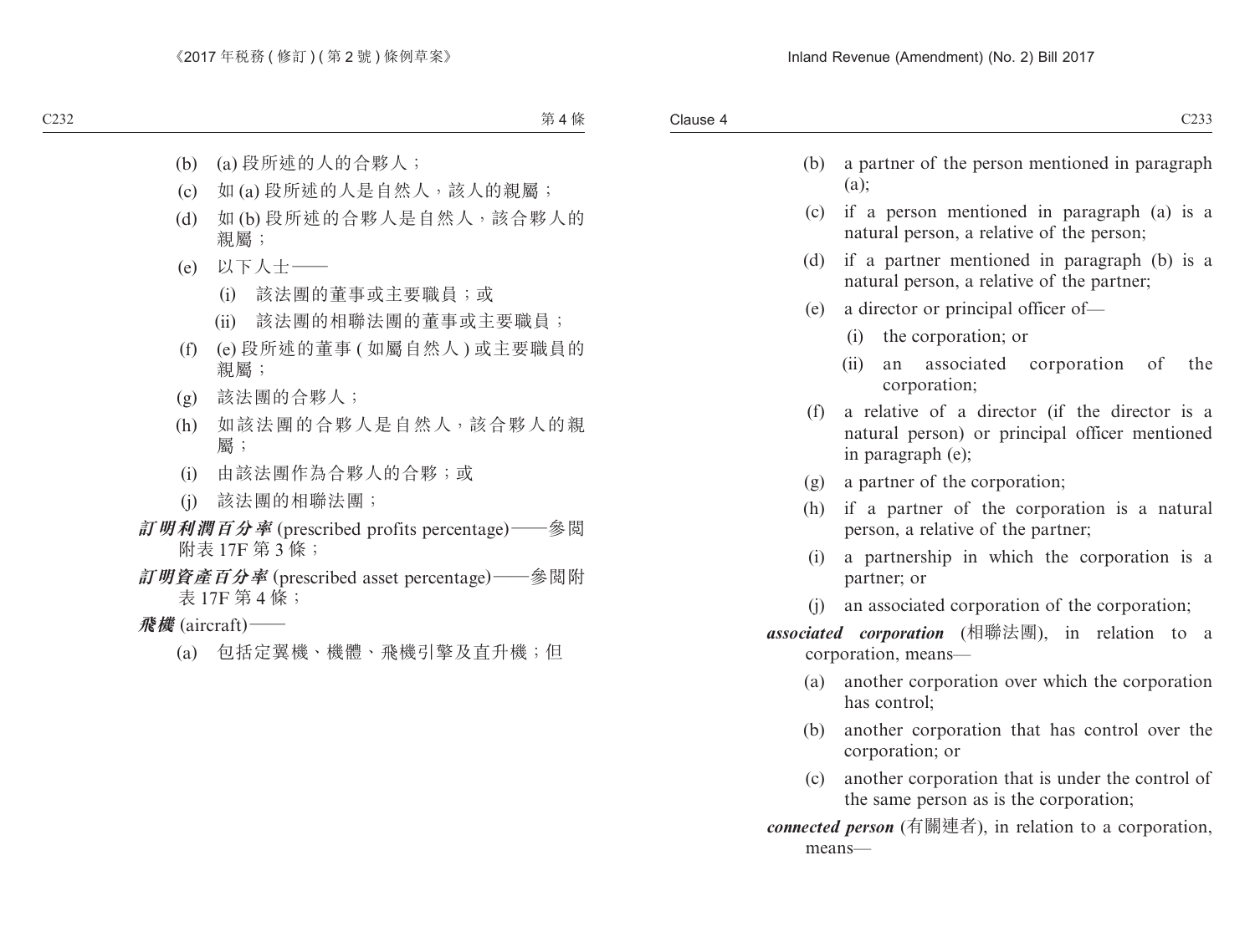(b) (a) 段所述的人的合夥人；

(c) 如 (a) 段所述的人是自然人，該人的親屬；

(d) 如 (b) 段所述的合夥人是自然人，該合夥人的親屬；

(e) 以下人士——

(i) 該法團的董事或主要職員；或

(ii) 該法團的相聯法團的董事或主要職員；

(f) (e) 段所述的董事 (如屬自然人) 或主要職員的親屬；

(g) 該法團的合夥人；

(h) 如該法團的合夥人是自然人，該合夥人的親屬；

(i) 由該法團作為合夥人的合夥；或

(j) 該法團的相聯法團；

***訂明利潤百分率*** (prescribed profits percentage)——參閱附表 17F 第 3 條；

***訂明資產百分率*** (prescribed asset percentage)——參閱附表 17F 第 4 條；

***飛機*** (aircraft)——

(a) 包括定翼機、機體、飛機引擎及直升機；但

(b) a partner of the person mentioned in paragraph (a);

(c) if a person mentioned in paragraph (a) is a natural person, a relative of the person;

(d) if a partner mentioned in paragraph (b) is a natural person, a relative of the partner;

(e) a director or principal officer of—

(i) the corporation; or

(ii) an associated corporation of the corporation;

(f) a relative of a director (if the director is a natural person) or principal officer mentioned in paragraph (e);

(g) a partner of the corporation;

(h) if a partner of the corporation is a natural person, a relative of the partner;

(i) a partnership in which the corporation is a partner; or

(j) an associated corporation of the corporation;

***associated corporation*** (相聯法團), in relation to a corporation, means—

(a) another corporation over which the corporation has control;

(b) another corporation that has control over the corporation; or

(c) another corporation that is under the control of the same person as is the corporation;

***connected person*** (有關連者), in relation to a corporation, means—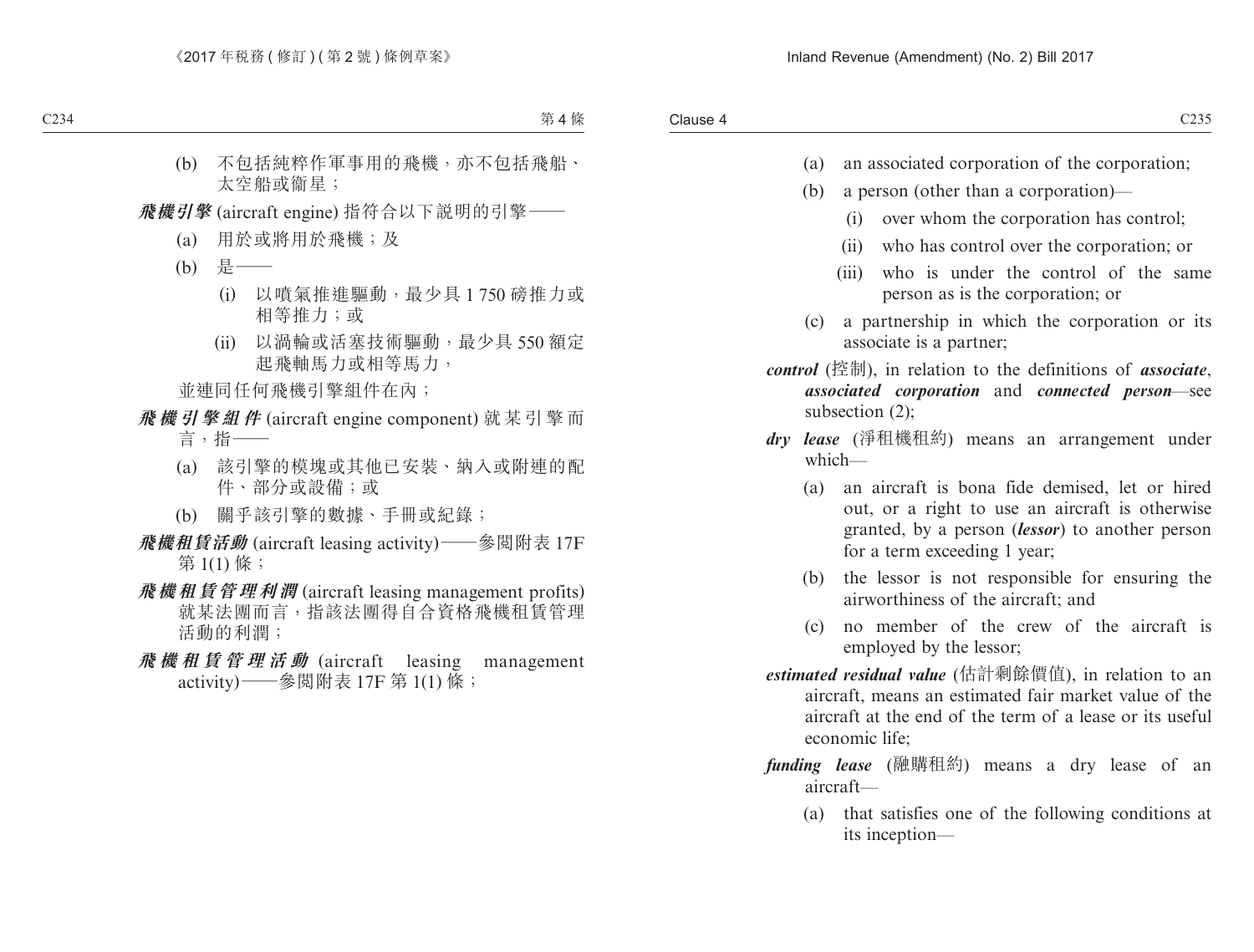(b) 不包括純粹作軍事用的飛機，亦不包括飛船、太空船或衛星；

***飛機引擎*** (aircraft engine) 指符合以下說明的引擎——

(a) 用於或將用於飛機；及

(b) 是——

(i) 以噴氣推進驅動，最少具 1 750 磅推力或相等推力；或

(ii) 以渦輪或活塞技術驅動，最少具 550 額定起飛軸馬力或相等馬力，

並連同任何飛機引擎組件在內；

***飛機引擎組件*** (aircraft engine component) 就某引擎而言，指——

(a) 該引擎的模塊或其他已安裝、納入或附連的配件、部分或設備；或

(b) 關乎該引擎的數據、手冊或紀錄；

***飛機租賃活動*** (aircraft leasing activity)——參閱附表 17F 第 1(1) 條；

***飛機租賃管理利潤*** (aircraft leasing management profits) 就某法團而言，指該法團得自合資格飛機租賃管理活動的利潤；

***飛機租賃管理活動*** (aircraft leasing management activity)——參閱附表 17F 第 1(1) 條；

(a) an associated corporation of the corporation;

(b) a person (other than a corporation)—

(i) over whom the corporation has control;

(ii) who has control over the corporation; or

(iii) who is under the control of the same person as is the corporation; or

(c) a partnership in which the corporation or its associate is a partner;

***control*** (控制), in relation to the definitions of ***associate***, ***associated corporation*** and ***connected person***—see subsection (2);

***dry lease*** (淨租機租約) means an arrangement under which—

(a) an aircraft is bona fide demised, let or hired out, or a right to use an aircraft is otherwise granted, by a person (***lessor***) to another person for a term exceeding 1 year;

(b) the lessor is not responsible for ensuring the airworthiness of the aircraft; and

(c) no member of the crew of the aircraft is employed by the lessor;

***estimated residual value*** (估計剩餘價值), in relation to an aircraft, means an estimated fair market value of the aircraft at the end of the term of a lease or its useful economic life;

***funding lease*** (融購租約) means a dry lease of an aircraft—

(a) that satisfies one of the following conditions at its inception—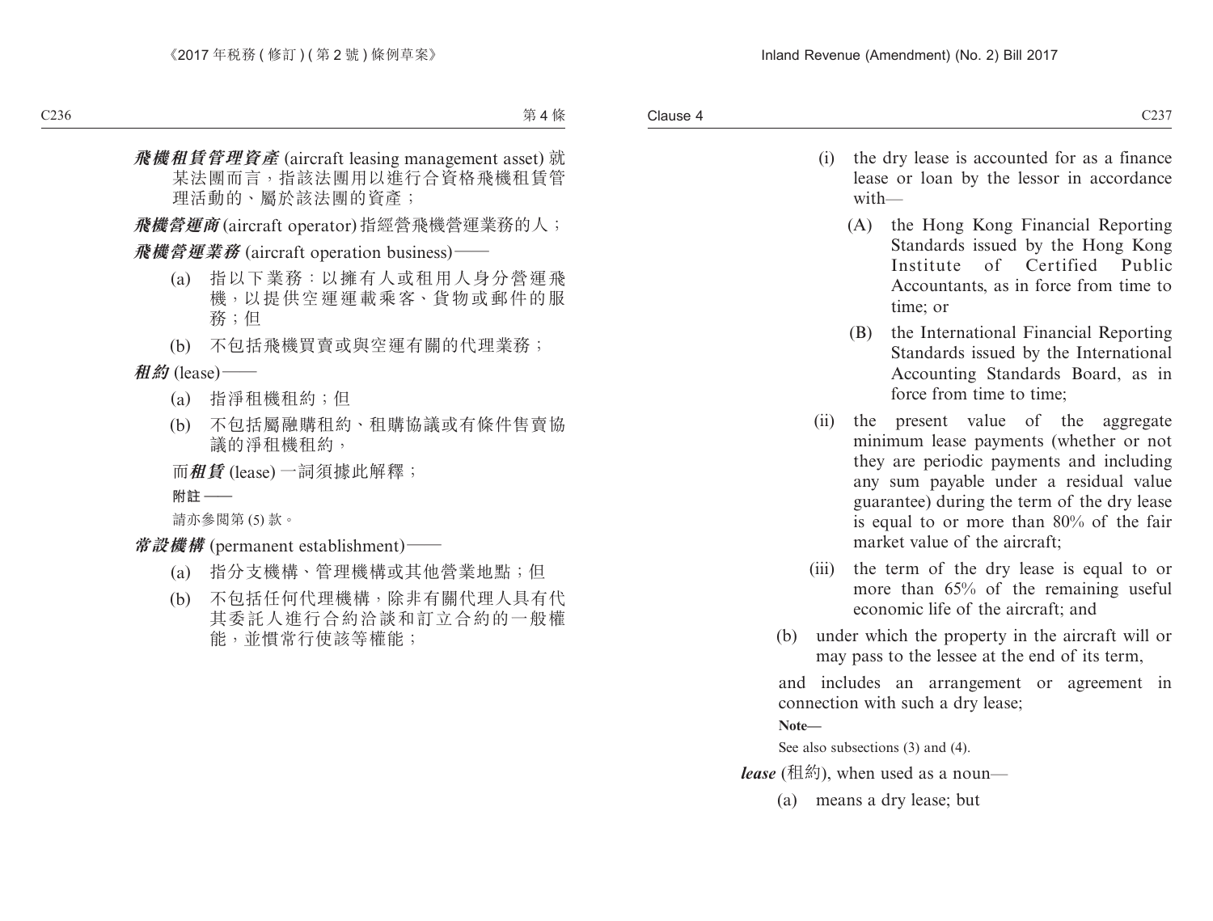***飛機租賃管理資產*** (aircraft leasing management asset) 就某法團而言，指該法團用以進行合資格飛機租賃管理活動的、屬於該法團的資產；

***飛機營運商*** (aircraft operator) 指經營飛機營運業務的人；

***飛機營運業務*** (aircraft operation business)——

(a) 指以下業務：以擁有人或租用人身分營運飛機，以提供空運運載乘客、貨物或郵件的服務；但

(b) 不包括飛機買賣或與空運有關的代理業務；

***租約*** (lease)——

(a) 指淨租機租約；但

(b) 不包括屬融購租約、租購協議或有條件售賣協議的淨租機租約，

而***租賃*** (lease) 一詞須據此解釋；

**附註——**

請亦參閱第 (5) 款。

***常設機構*** (permanent establishment)——

(a) 指分支機構、管理機構或其他營業地點；但

(b) 不包括任何代理機構，除非有關代理人具有代其委託人進行合約洽談和訂立合約的一般權能，並慣常行使該等權能；

(i) the dry lease is accounted for as a finance lease or loan by the lessor in accordance with—

(A) the Hong Kong Financial Reporting Standards issued by the Hong Kong Institute of Certified Public Accountants, as in force from time to time; or

(B) the International Financial Reporting Standards issued by the International Accounting Standards Board, as in force from time to time;

(ii) the present value of the aggregate minimum lease payments (whether or not they are periodic payments and including any sum payable under a residual value guarantee) during the term of the dry lease is equal to or more than 80% of the fair market value of the aircraft;

(iii) the term of the dry lease is equal to or more than 65% of the remaining useful economic life of the aircraft; and

(b) under which the property in the aircraft will or may pass to the lessee at the end of its term,

and includes an arrangement or agreement in connection with such a dry lease;

**Note—**

See also subsections (3) and (4).

***lease*** (租約), when used as a noun—

(a) means a dry lease; but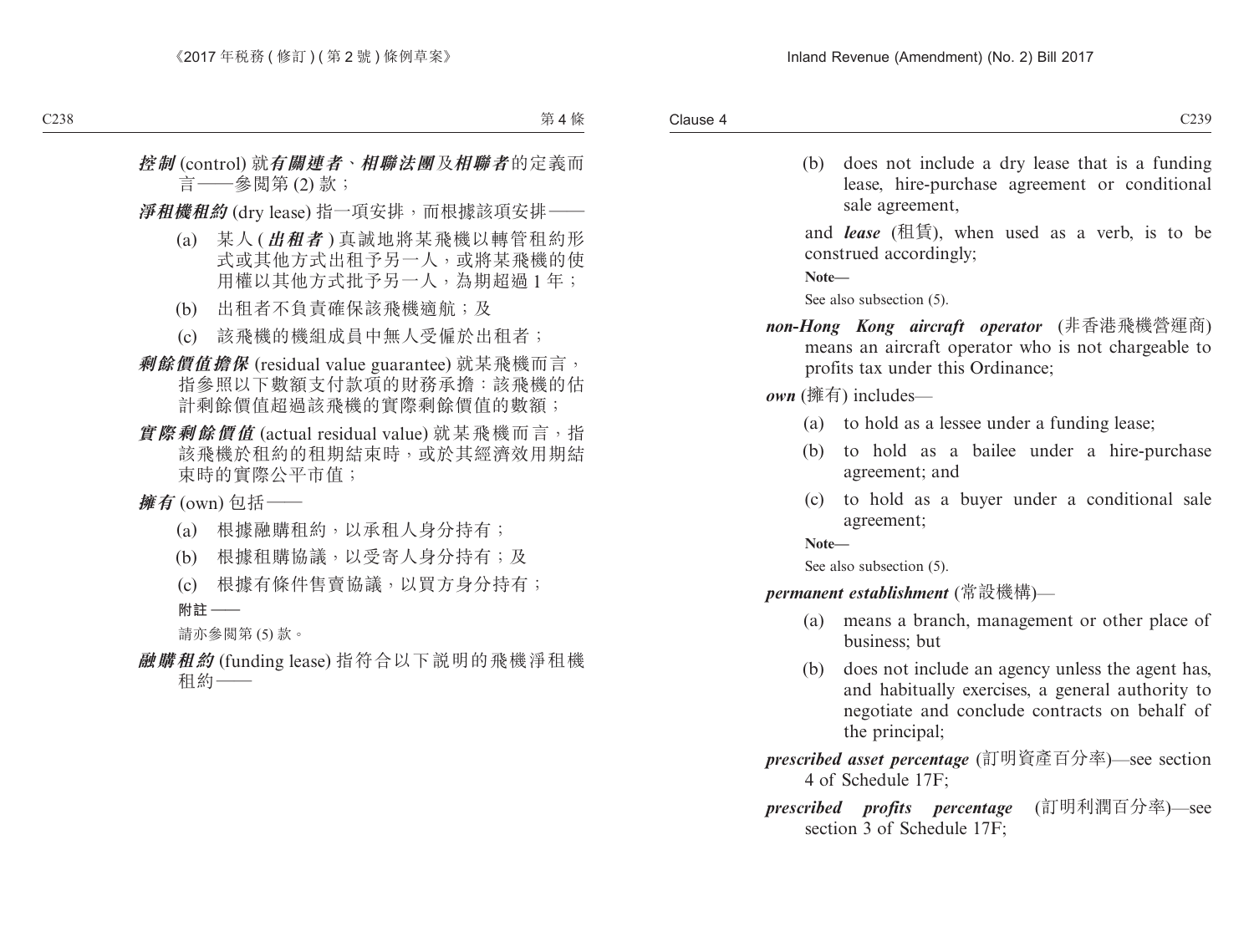***控制*** (control) 就***有關連者***、***相聯法團***及***相聯者***的定義而言——參閱第 (2) 款；

***淨租機租約*** (dry lease) 指一項安排，而根據該項安排——

(a) 某人 (***出租者***) 真誠地將某飛機以轉管租約形式或其他方式出租予另一人，或將某飛機的使用權以其他方式批予另一人，為期超過 1 年；

(b) 出租者不負責確保該飛機適航；及

(c) 該飛機的機組成員中無人受僱於出租者；

***剩餘價值擔保*** (residual value guarantee) 就某飛機而言，指參照以下數額支付款項的財務承擔：該飛機的估計剩餘價值超過該飛機的實際剩餘價值的數額；

***實際剩餘價值*** (actual residual value) 就某飛機而言，指該飛機於租約的租期結束時，或於其經濟效用期結束時的實際公平市值；

***擁有*** (own) 包括——

(a) 根據融購租約，以承租人身分持有；

(b) 根據租購協議，以受寄人身分持有；及

(c) 根據有條件售賣協議，以買方身分持有；

**附註——**

請亦參閱第 (5) 款。

***融購租約*** (funding lease) 指符合以下說明的飛機淨租機租約——

(b) does not include a dry lease that is a funding lease, hire-purchase agreement or conditional sale agreement,

and ***lease*** (租賃), when used as a verb, is to be construed accordingly;

**Note—**

See also subsection (5).

***non-Hong Kong aircraft operator*** (非香港飛機營運商) means an aircraft operator who is not chargeable to profits tax under this Ordinance;

***own*** (擁有) includes—

(a) to hold as a lessee under a funding lease;

(b) to hold as a bailee under a hire-purchase agreement; and

(c) to hold as a buyer under a conditional sale agreement;

**Note—**

See also subsection (5).

***permanent establishment*** (常設機構)—

(a) means a branch, management or other place of business; but

(b) does not include an agency unless the agent has, and habitually exercises, a general authority to negotiate and conclude contracts on behalf of the principal;

***prescribed asset percentage*** (訂明資產百分率)—see section 4 of Schedule 17F;

***prescribed profits percentage*** (訂明利潤百分率)—see section 3 of Schedule 17F;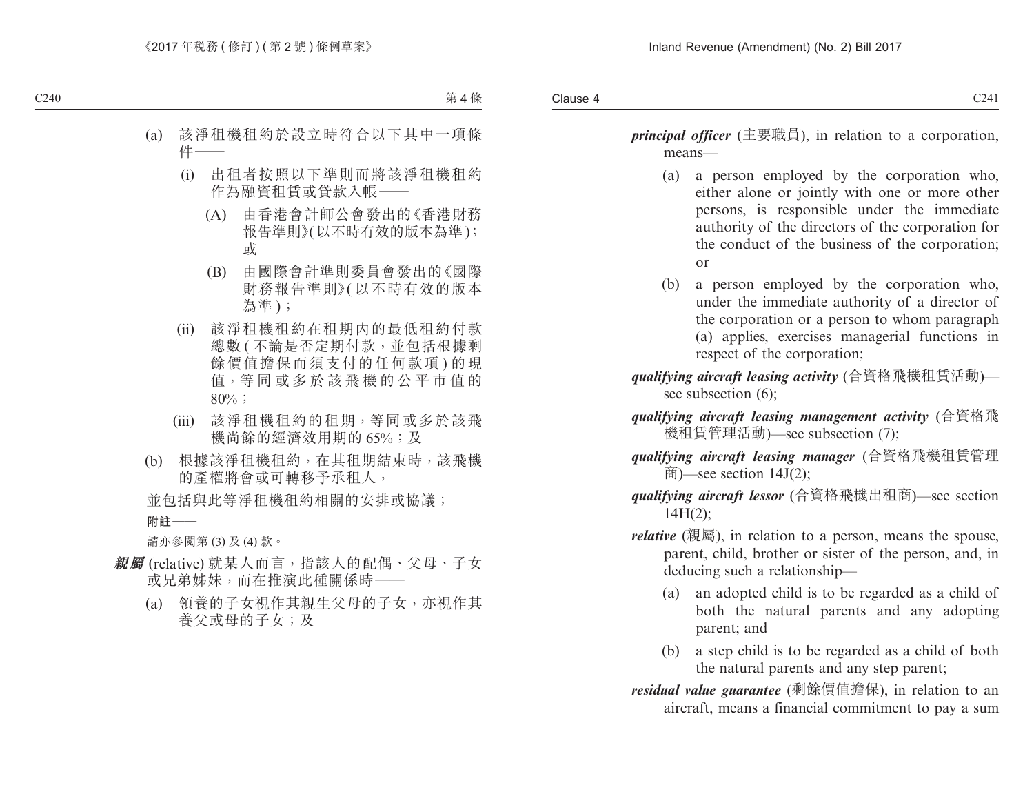(a) 該淨租機租約於設立時符合以下其中一項條件——

(i) 出租者按照以下準則而將該淨租機租約作為融資租賃或貸款入帳——

(A) 由香港會計師公會發出的《香港財務報告準則》(以不時有效的版本為準);或

(B) 由國際會計準則委員會發出的《國際財務報告準則》(以不時有效的版本為準);

(ii) 該淨租機租約在租期內的最低租約付款總數(不論是否定期付款,並包括根據剩餘價值擔保而須支付的任何款項)的現值,等同或多於該飛機的公平市值的80%;

(iii) 該淨租機租約的租期,等同或多於該飛機尚餘的經濟效用期的65%;及

(b) 根據該淨租機租約,在其租期結束時,該飛機的產權將會或可轉移予承租人,

並包括與此等淨租機租約相關的安排或協議;

**附註——**

請亦參閱第(3)及(4)款。

***親屬*** (relative) 就某人而言,指該人的配偶、父母、子女或兄弟姊妹,而在推演此種關係時——

(a) 領養的子女視作其親生父母的子女,亦視作其養父或母的子女;及

***principal officer*** (主要職員), in relation to a corporation, means—

(a) a person employed by the corporation who, either alone or jointly with one or more other persons, is responsible under the immediate authority of the directors of the corporation for the conduct of the business of the corporation; or

(b) a person employed by the corporation who, under the immediate authority of a director of the corporation or a person to whom paragraph (a) applies, exercises managerial functions in respect of the corporation;

***qualifying aircraft leasing activity*** (合資格飛機租賃活動)—see subsection (6);

***qualifying aircraft leasing management activity*** (合資格飛機租賃管理活動)—see subsection (7);

***qualifying aircraft leasing manager*** (合資格飛機租賃管理商)—see section 14J(2);

***qualifying aircraft lessor*** (合資格飛機出租商)—see section 14H(2);

***relative*** (親屬), in relation to a person, means the spouse, parent, child, brother or sister of the person, and, in deducing such a relationship—

(a) an adopted child is to be regarded as a child of both the natural parents and any adopting parent; and

(b) a step child is to be regarded as a child of both the natural parents and any step parent;

***residual value guarantee*** (剩餘價值擔保), in relation to an aircraft, means a financial commitment to pay a sum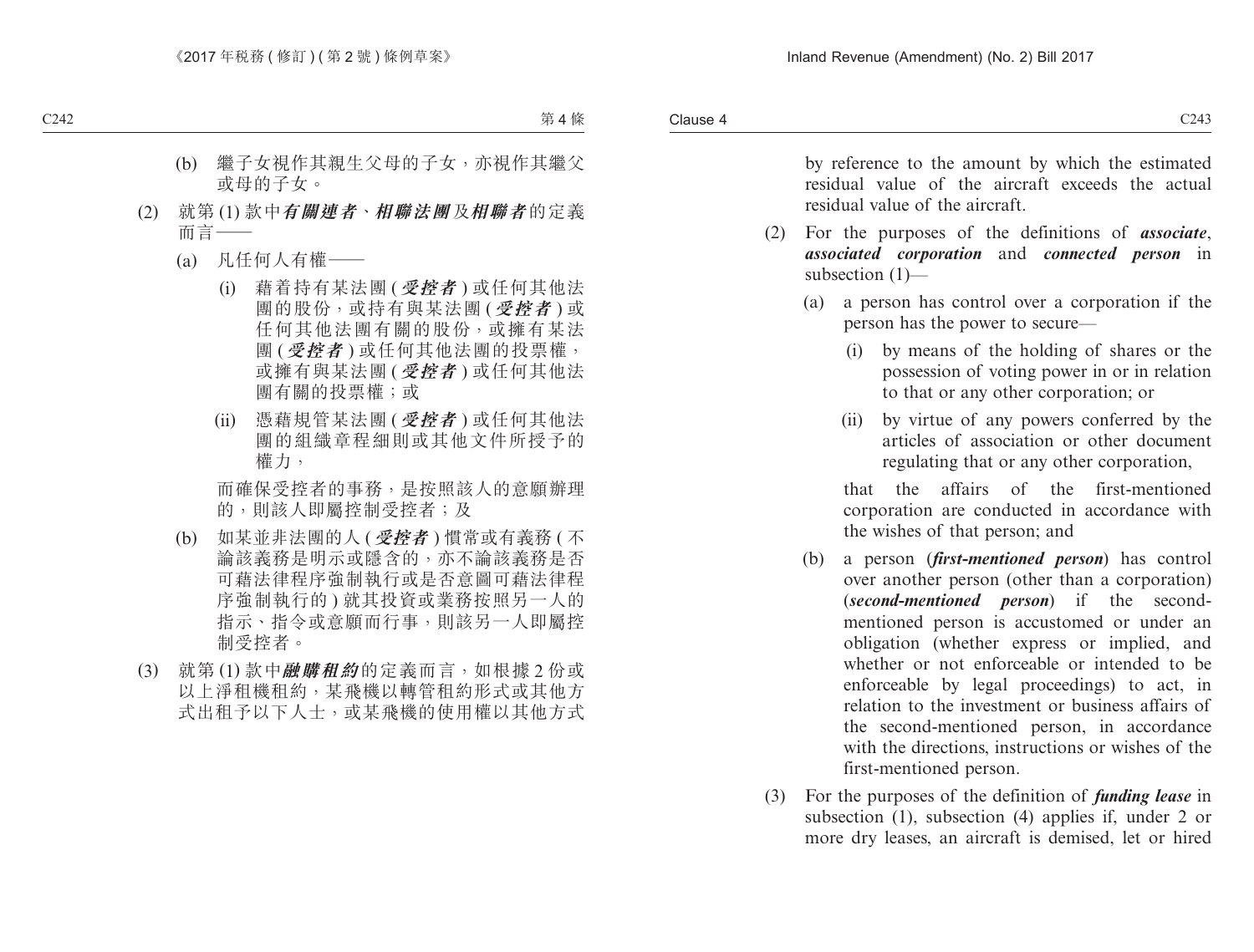(b) 繼子女視作其親生父母的子女，亦視作其繼父或母的子女。

(2) 就第 (1) 款中***有關連者***、***相聯法團***及***相聯者***的定義而言——

(a) 凡任何人有權——

(i) 藉着持有某法團 (***受控者***) 或任何其他法團的股份，或持有與某法團 (***受控者***) 或任何其他法團有關的股份，或擁有某法團 (***受控者***) 或任何其他法團的投票權，或擁有與某法團 (***受控者***) 或任何其他法團有關的投票權；或

(ii) 憑藉規管某法團 (***受控者***) 或任何其他法團的組織章程細則或其他文件所授予的權力，

而確保受控者的事務，是按照該人的意願辦理的，則該人即屬控制受控者；及

(b) 如某並非法團的人 (***受控者***) 慣常或有義務 (不論該義務是明示或隱含的，亦不論該義務是否可藉法律程序強制執行或是否意圖可藉法律程序強制執行的) 就其投資或業務按照另一人的指示、指令或意願而行事，則該另一人即屬控制受控者。

(3) 就第 (1) 款中***融購租約***的定義而言，如根據 2 份或以上淨租機租約，某飛機以轉管租約形式或其他方式出租予以下人士，或某飛機的使用權以其他方式

by reference to the amount by which the estimated residual value of the aircraft exceeds the actual residual value of the aircraft.

(2) For the purposes of the definitions of ***associate***, ***associated corporation*** and ***connected person*** in subsection (1)—

(a) a person has control over a corporation if the person has the power to secure—

(i) by means of the holding of shares or the possession of voting power in or in relation to that or any other corporation; or

(ii) by virtue of any powers conferred by the articles of association or other document regulating that or any other corporation,

that the affairs of the first-mentioned corporation are conducted in accordance with the wishes of that person; and

(b) a person (***first-mentioned person***) has control over another person (other than a corporation) (***second-mentioned person***) if the second-mentioned person is accustomed or under an obligation (whether express or implied, and whether or not enforceable or intended to be enforceable by legal proceedings) to act, in relation to the investment or business affairs of the second-mentioned person, in accordance with the directions, instructions or wishes of the first-mentioned person.

(3) For the purposes of the definition of ***funding lease*** in subsection (1), subsection (4) applies if, under 2 or more dry leases, an aircraft is demised, let or hired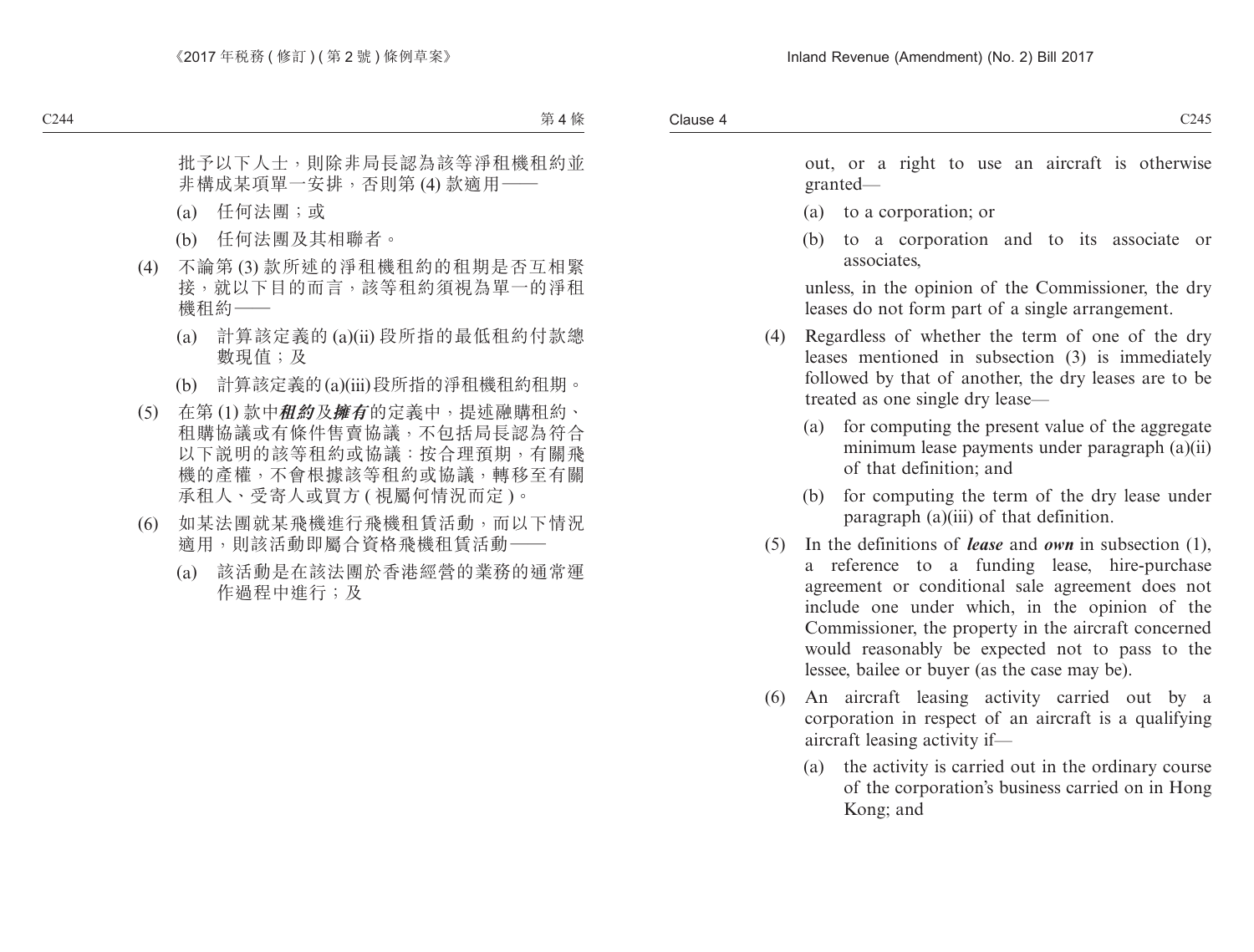批予以下人士，則除非局長認為該等淨租機租約並非構成某項單一安排，否則第 (4) 款適用——

(a) 任何法團；或

(b) 任何法團及其相聯者。

(4) 不論第 (3) 款所述的淨租機租約的租期是否互相緊接，就以下目的而言，該等租約須視為單一的淨租機租約——

(a) 計算該定義的 (a)(ii) 段所指的最低租約付款總數現值；及

(b) 計算該定義的 (a)(iii) 段所指的淨租機租約租期。

(5) 在第 (1) 款中***租約***及***擁有***的定義中，提述融購租約、租購協議或有條件售賣協議，不包括局長認為符合以下說明的該等租約或協議：按合理預期，有關飛機的產權，不會根據該等租約或協議，轉移至有關承租人、受寄人或買方 ( 視屬何情況而定 )。

(6) 如某法團就某飛機進行飛機租賃活動，而以下情況適用，則該活動即屬合資格飛機租賃活動——

(a) 該活動是在該法團於香港經營的業務的通常運作過程中進行；及

out, or a right to use an aircraft is otherwise granted—

(a) to a corporation; or

(b) to a corporation and to its associate or associates,

unless, in the opinion of the Commissioner, the dry leases do not form part of a single arrangement.

(4) Regardless of whether the term of one of the dry leases mentioned in subsection (3) is immediately followed by that of another, the dry leases are to be treated as one single dry lease—

(a) for computing the present value of the aggregate minimum lease payments under paragraph (a)(ii) of that definition; and

(b) for computing the term of the dry lease under paragraph (a)(iii) of that definition.

(5) In the definitions of ***lease*** and ***own*** in subsection (1), a reference to a funding lease, hire-purchase agreement or conditional sale agreement does not include one under which, in the opinion of the Commissioner, the property in the aircraft concerned would reasonably be expected not to pass to the lessee, bailee or buyer (as the case may be).

(6) An aircraft leasing activity carried out by a corporation in respect of an aircraft is a qualifying aircraft leasing activity if—

(a) the activity is carried out in the ordinary course of the corporation's business carried on in Hong Kong; and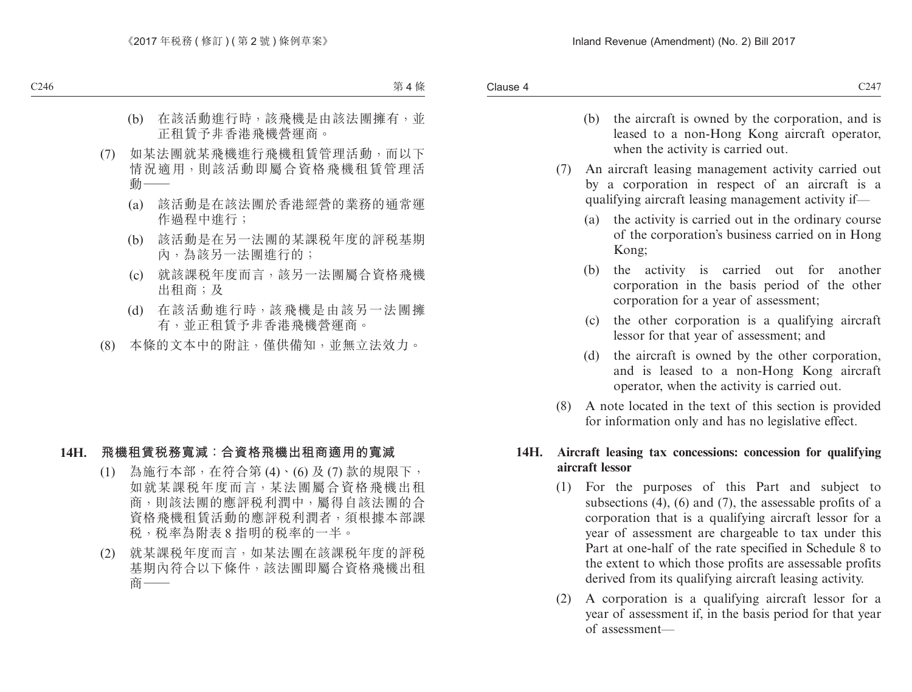(b) 在該活動進行時，該飛機是由該法團擁有，並正租賃予非香港飛機營運商。

(7) 如某法團就某飛機進行飛機租賃管理活動，而以下情況適用，則該活動即屬合資格飛機租賃管理活動——

(a) 該活動是在該法團於香港經營的業務的通常運作過程中進行；

(b) 該活動是在另一法團的某課稅年度的評稅基期內，為該另一法團進行的；

(c) 就該課稅年度而言，該另一法團屬合資格飛機出租商；及

(d) 在該活動進行時，該飛機是由該另一法團擁有，並正租賃予非香港飛機營運商。

(8) 本條的文本中的附註，僅供備知，並無立法效力。

**14H. 飛機租賃稅務寬減：合資格飛機出租商適用的寬減**

(1) 為施行本部，在符合第 (4)、(6) 及 (7) 款的規限下，如就某課稅年度而言，某法團屬合資格飛機出租商，則該法團的應評稅利潤中，屬得自該法團的合資格飛機租賃活動的應評稅利潤者，須根據本部課稅，稅率為附表 8 指明的稅率的一半。

(2) 就某課稅年度而言，如某法團在該課稅年度的評稅基期內符合以下條件，該法團即屬合資格飛機出租商——

(b) the aircraft is owned by the corporation, and is leased to a non-Hong Kong aircraft operator, when the activity is carried out.

(7) An aircraft leasing management activity carried out by a corporation in respect of an aircraft is a qualifying aircraft leasing management activity if—

(a) the activity is carried out in the ordinary course of the corporation's business carried on in Hong Kong;

(b) the activity is carried out for another corporation in the basis period of the other corporation for a year of assessment;

(c) the other corporation is a qualifying aircraft lessor for that year of assessment; and

(d) the aircraft is owned by the other corporation, and is leased to a non-Hong Kong aircraft operator, when the activity is carried out.

(8) A note located in the text of this section is provided for information only and has no legislative effect.

**14H. Aircraft leasing tax concessions: concession for qualifying aircraft lessor**

(1) For the purposes of this Part and subject to subsections (4), (6) and (7), the assessable profits of a corporation that is a qualifying aircraft lessor for a year of assessment are chargeable to tax under this Part at one-half of the rate specified in Schedule 8 to the extent to which those profits are assessable profits derived from its qualifying aircraft leasing activity.

(2) A corporation is a qualifying aircraft lessor for a year of assessment if, in the basis period for that year of assessment—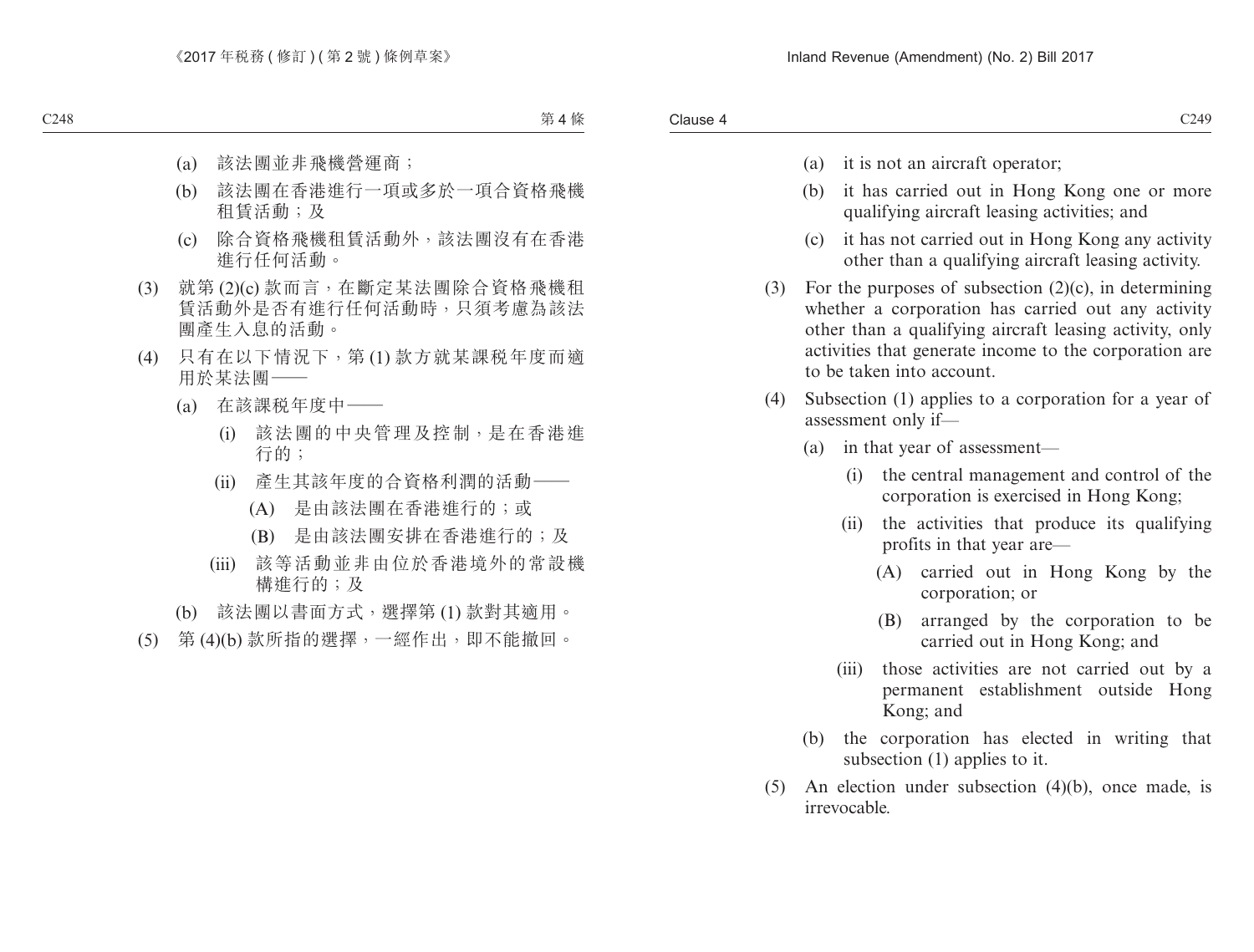(a) 該法團並非飛機營運商；

(b) 該法團在香港進行一項或多於一項合資格飛機租賃活動；及

(c) 除合資格飛機租賃活動外，該法團沒有在香港進行任何活動。

(3) 就第 (2)(c) 款而言，在斷定某法團除合資格飛機租賃活動外是否有進行任何活動時，只須考慮為該法團產生入息的活動。

(4) 只有在以下情況下，第 (1) 款方就某課税年度而適用於某法團——

(a) 在該課税年度中——

(i) 該法團的中央管理及控制，是在香港進行的；

(ii) 產生其該年度的合資格利潤的活動——

(A) 是由該法團在香港進行的；或

(B) 是由該法團安排在香港進行的；及

(iii) 該等活動並非由位於香港境外的常設機構進行的；及

(b) 該法團以書面方式，選擇第 (1) 款對其適用。

(5) 第 (4)(b) 款所指的選擇，一經作出，即不能撤回。

(a) it is not an aircraft operator;

(b) it has carried out in Hong Kong one or more qualifying aircraft leasing activities; and

(c) it has not carried out in Hong Kong any activity other than a qualifying aircraft leasing activity.

(3) For the purposes of subsection (2)(c), in determining whether a corporation has carried out any activity other than a qualifying aircraft leasing activity, only activities that generate income to the corporation are to be taken into account.

(4) Subsection (1) applies to a corporation for a year of assessment only if—

(a) in that year of assessment—

(i) the central management and control of the corporation is exercised in Hong Kong;

(ii) the activities that produce its qualifying profits in that year are—

(A) carried out in Hong Kong by the corporation; or

(B) arranged by the corporation to be carried out in Hong Kong; and

(iii) those activities are not carried out by a permanent establishment outside Hong Kong; and

(b) the corporation has elected in writing that subsection (1) applies to it.

(5) An election under subsection (4)(b), once made, is irrevocable.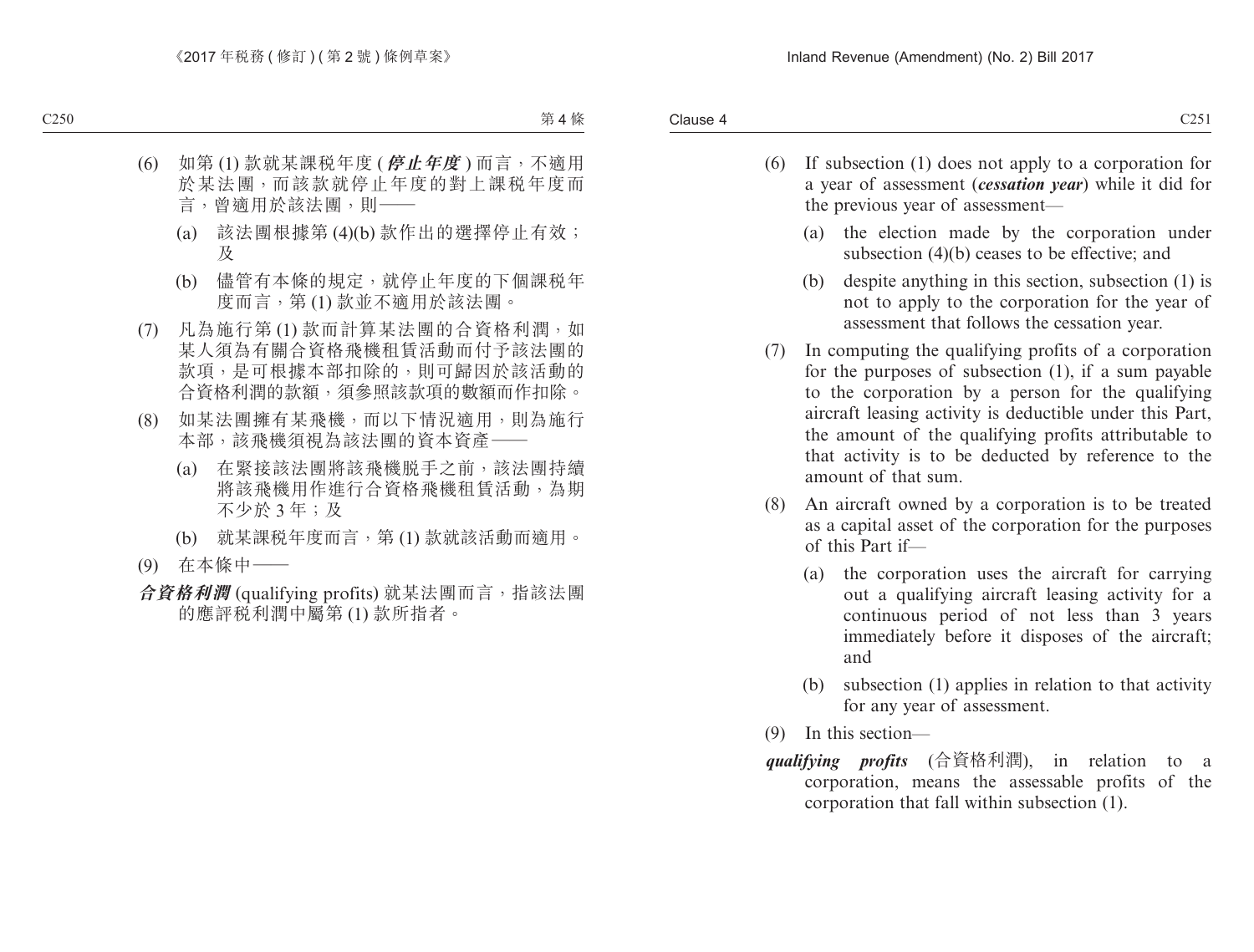(6) 如第 (1) 款就某課稅年度 (***停止年度***) 而言，不適用於某法團，而該款就停止年度的對上課稅年度而言，曾適用於該法團，則——

(a) 該法團根據第 (4)(b) 款作出的選擇停止有效；及

(b) 儘管有本條的規定，就停止年度的下個課稅年度而言，第 (1) 款並不適用於該法團。

(7) 凡為施行第 (1) 款而計算某法團的合資格利潤，如某人須為有關合資格飛機租賃活動而付予該法團的款項，是可根據本部扣除的，則可歸因於該活動的合資格利潤的款額，須參照該款項的數額而作扣除。

(8) 如某法團擁有某飛機，而以下情況適用，則為施行本部，該飛機須視為該法團的資本資產——

(a) 在緊接該法團將該飛機脫手之前，該法團持續將該飛機用作進行合資格飛機租賃活動，為期不少於 3 年；及

(b) 就某課稅年度而言，第 (1) 款就該活動而適用。

(9) 在本條中——

***合資格利潤*** (qualifying profits) 就某法團而言，指該法團的應評稅利潤中屬第 (1) 款所指者。

(6) If subsection (1) does not apply to a corporation for a year of assessment (***cessation year***) while it did for the previous year of assessment—

(a) the election made by the corporation under subsection (4)(b) ceases to be effective; and

(b) despite anything in this section, subsection (1) is not to apply to the corporation for the year of assessment that follows the cessation year.

(7) In computing the qualifying profits of a corporation for the purposes of subsection (1), if a sum payable to the corporation by a person for the qualifying aircraft leasing activity is deductible under this Part, the amount of the qualifying profits attributable to that activity is to be deducted by reference to the amount of that sum.

(8) An aircraft owned by a corporation is to be treated as a capital asset of the corporation for the purposes of this Part if—

(a) the corporation uses the aircraft for carrying out a qualifying aircraft leasing activity for a continuous period of not less than 3 years immediately before it disposes of the aircraft; and

(b) subsection (1) applies in relation to that activity for any year of assessment.

(9) In this section—

***qualifying profits*** (合資格利潤), in relation to a corporation, means the assessable profits of the corporation that fall within subsection (1).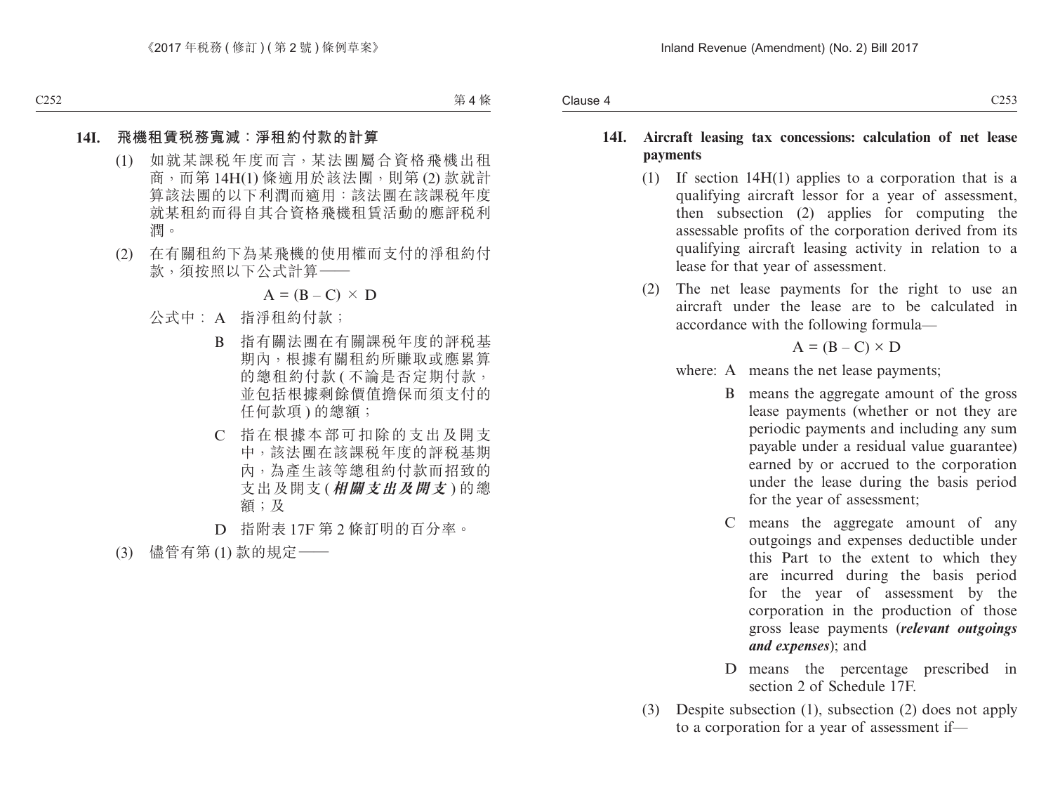### 14I. 飛機租賃稅務寬減：淨租約付款的計算

(1) 如就某課稅年度而言，某法團屬合資格飛機出租商，而第 14H(1) 條適用於該法團，則第 (2) 款就計算該法團的以下利潤而適用：該法團在該課稅年度就某租約而得自其合資格飛機租賃活動的應評稅利潤。

(2) 在有關租約下為某飛機的使用權而支付的淨租約付款，須按照以下公式計算——

$$A = (B - C) \times D$$

公式中：A 指淨租約付款；

B 指有關法團在有關課稅年度的評稅基期內，根據有關租約所賺取或應累算的總租約付款 (不論是否定期付款，並包括根據剩餘價值擔保而須支付的任何款項) 的總額；

C 指在根據本部可扣除的支出及開支中，該法團在該課稅年度的評稅基期內，為產生該等總租約付款而招致的支出及開支 (***相關支出及開支***) 的總額；及

D 指附表 17F 第 2 條訂明的百分率。

(3) 儘管有第 (1) 款的規定——

### 14I. Aircraft leasing tax concessions: calculation of net lease payments

(1) If section 14H(1) applies to a corporation that is a qualifying aircraft lessor for a year of assessment, then subsection (2) applies for computing the assessable profits of the corporation derived from its qualifying aircraft leasing activity in relation to a lease for that year of assessment.

(2) The net lease payments for the right to use an aircraft under the lease are to be calculated in accordance with the following formula—

$$A = (B - C) \times D$$

where: A means the net lease payments;

B means the aggregate amount of the gross lease payments (whether or not they are periodic payments and including any sum payable under a residual value guarantee) earned by or accrued to the corporation under the lease during the basis period for the year of assessment;

C means the aggregate amount of any outgoings and expenses deductible under this Part to the extent to which they are incurred during the basis period for the year of assessment by the corporation in the production of those gross lease payments (***relevant outgoings and expenses***); and

D means the percentage prescribed in section 2 of Schedule 17F.

(3) Despite subsection (1), subsection (2) does not apply to a corporation for a year of assessment if—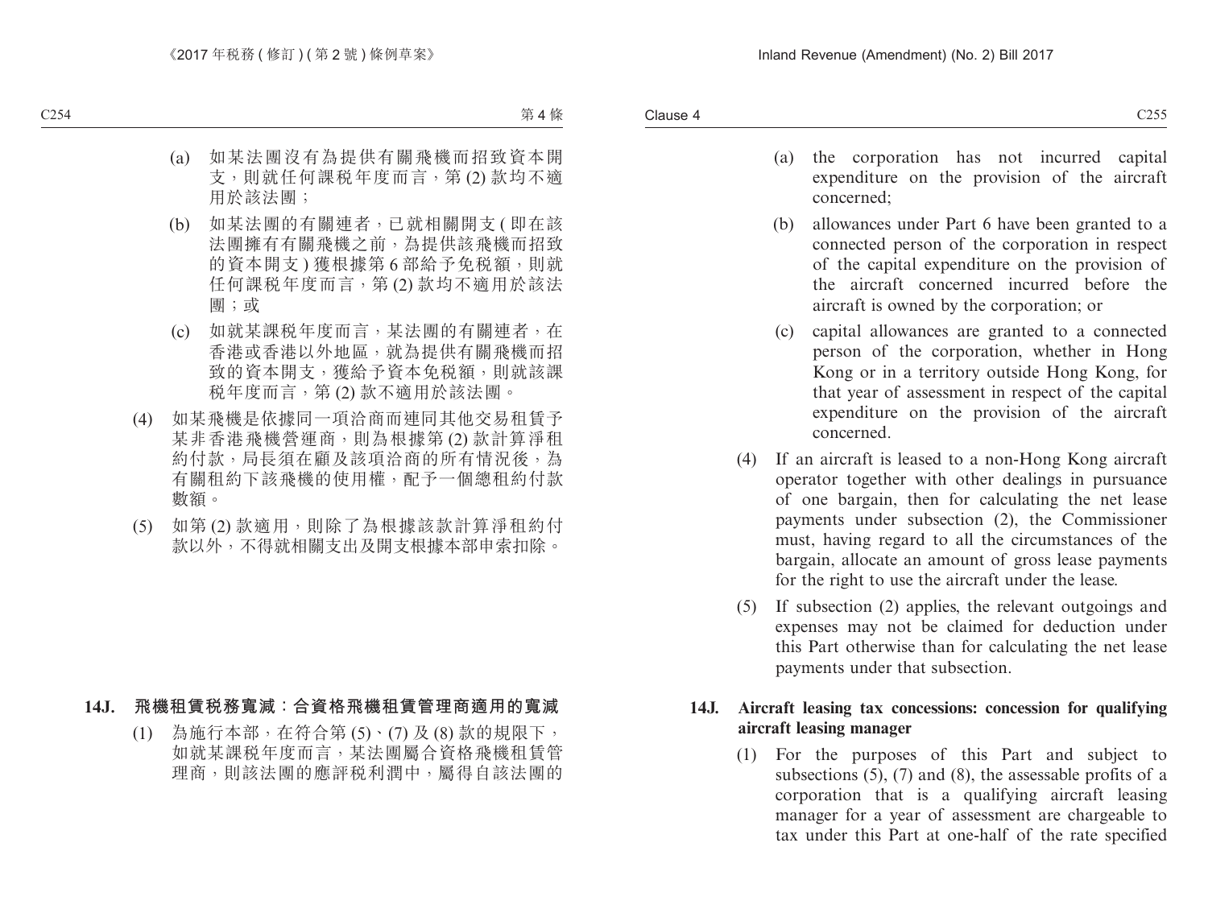(a) 如某法團沒有為提供有關飛機而招致資本開支，則就任何課税年度而言，第 (2) 款均不適用於該法團；

(b) 如某法團的有關連者，已就相關開支 ( 即在該法團擁有有關飛機之前，為提供該飛機而招致的資本開支 ) 獲根據第 6 部給予免税額，則就任何課税年度而言，第 (2) 款均不適用於該法團；或

(c) 如就某課税年度而言，某法團的有關連者，在香港或香港以外地區，就為提供有關飛機而招致的資本開支，獲給予資本免税額，則就該課税年度而言，第 (2) 款不適用於該法團。

(4) 如某飛機是依據同一項洽商而連同其他交易租賃予某非香港飛機營運商，則為根據第 (2) 款計算淨租約付款，局長須在顧及該項洽商的所有情況後，為有關租約下該飛機的使用權，配予一個總租約付款數額。

(5) 如第 (2) 款適用，則除了為根據該款計算淨租約付款以外，不得就相關支出及開支根據本部申索扣除。

**14J. 飛機租賃税務寬減：合資格飛機租賃管理商適用的寬減**

(1) 為施行本部，在符合第 (5)、(7) 及 (8) 款的規限下，如就某課税年度而言，某法團屬合資格飛機租賃管理商，則該法團的應評税利潤中，屬得自該法團的

(a) the corporation has not incurred capital expenditure on the provision of the aircraft concerned;

(b) allowances under Part 6 have been granted to a connected person of the corporation in respect of the capital expenditure on the provision of the aircraft concerned incurred before the aircraft is owned by the corporation; or

(c) capital allowances are granted to a connected person of the corporation, whether in Hong Kong or in a territory outside Hong Kong, for that year of assessment in respect of the capital expenditure on the provision of the aircraft concerned.

(4) If an aircraft is leased to a non-Hong Kong aircraft operator together with other dealings in pursuance of one bargain, then for calculating the net lease payments under subsection (2), the Commissioner must, having regard to all the circumstances of the bargain, allocate an amount of gross lease payments for the right to use the aircraft under the lease.

(5) If subsection (2) applies, the relevant outgoings and expenses may not be claimed for deduction under this Part otherwise than for calculating the net lease payments under that subsection.

**14J. Aircraft leasing tax concessions: concession for qualifying aircraft leasing manager**

(1) For the purposes of this Part and subject to subsections (5), (7) and (8), the assessable profits of a corporation that is a qualifying aircraft leasing manager for a year of assessment are chargeable to tax under this Part at one-half of the rate specified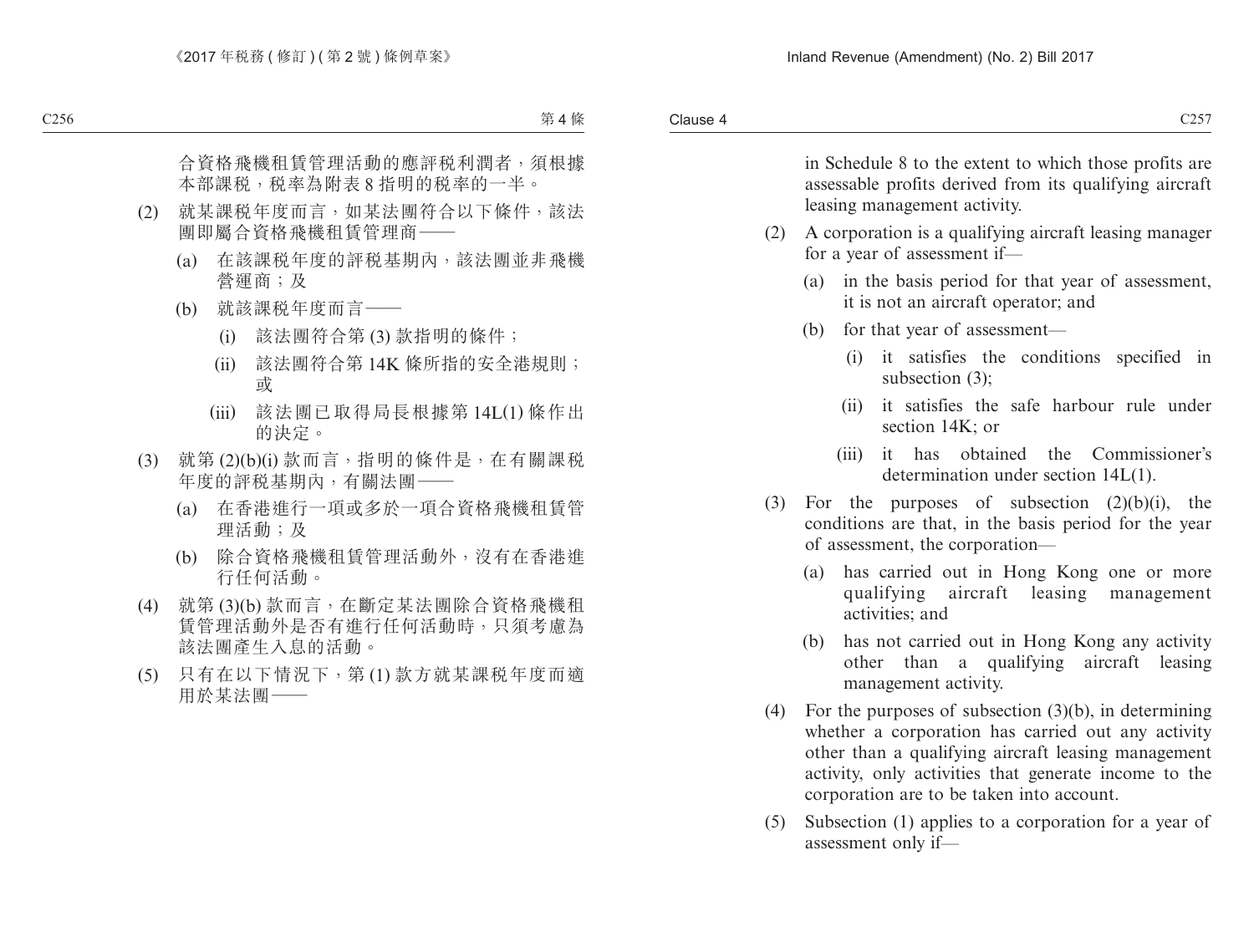合資格飛機租賃管理活動的應評税利潤者，須根據本部課税，税率為附表 8 指明的税率的一半。

(2) 就某課税年度而言，如某法團符合以下條件，該法團即屬合資格飛機租賃管理商——

(a) 在該課税年度的評税基期內，該法團並非飛機營運商；及

(b) 就該課税年度而言——

(i) 該法團符合第 (3) 款指明的條件；

(ii) 該法團符合第 14K 條所指的安全港規則；或

(iii) 該法團已取得局長根據第 14L(1) 條作出的決定。

(3) 就第 (2)(b)(i) 款而言，指明的條件是，在有關課税年度的評税基期內，有關法團——

(a) 在香港進行一項或多於一項合資格飛機租賃管理活動；及

(b) 除合資格飛機租賃管理活動外，沒有在香港進行任何活動。

(4) 就第 (3)(b) 款而言，在斷定某法團除合資格飛機租賃管理活動外是否有進行任何活動時，只須考慮為該法團產生入息的活動。

(5) 只有在以下情況下，第 (1) 款方就某課税年度而適用於某法團——

in Schedule 8 to the extent to which those profits are assessable profits derived from its qualifying aircraft leasing management activity.

(2) A corporation is a qualifying aircraft leasing manager for a year of assessment if—

(a) in the basis period for that year of assessment, it is not an aircraft operator; and

(b) for that year of assessment—

(i) it satisfies the conditions specified in subsection (3);

(ii) it satisfies the safe harbour rule under section 14K; or

(iii) it has obtained the Commissioner's determination under section 14L(1).

(3) For the purposes of subsection (2)(b)(i), the conditions are that, in the basis period for the year of assessment, the corporation—

(a) has carried out in Hong Kong one or more qualifying aircraft leasing management activities; and

(b) has not carried out in Hong Kong any activity other than a qualifying aircraft leasing management activity.

(4) For the purposes of subsection (3)(b), in determining whether a corporation has carried out any activity other than a qualifying aircraft leasing management activity, only activities that generate income to the corporation are to be taken into account.

(5) Subsection (1) applies to a corporation for a year of assessment only if—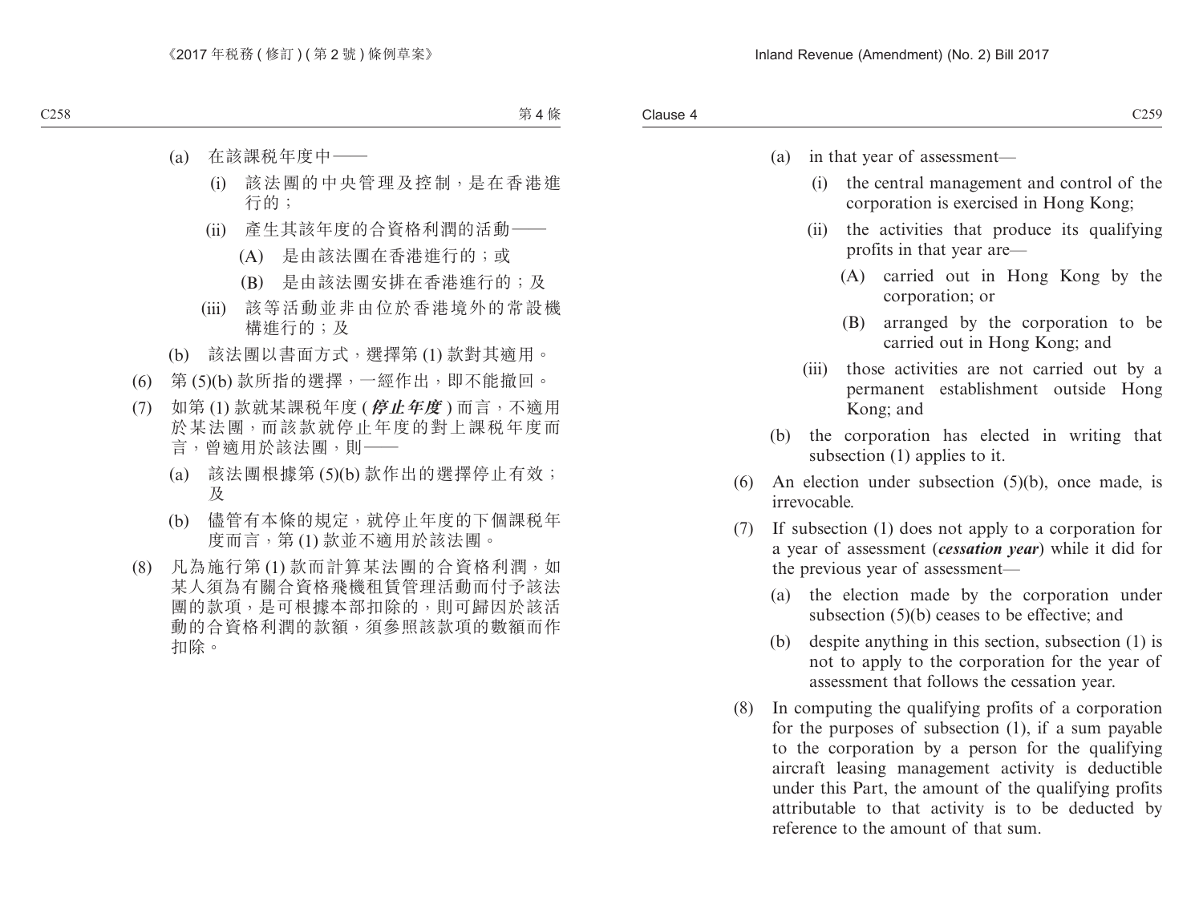(a) 在該課税年度中——

(i) 該法團的中央管理及控制，是在香港進行的；

(ii) 產生其該年度的合資格利潤的活動——

(A) 是由該法團在香港進行的；或

(B) 是由該法團安排在香港進行的；及

(iii) 該等活動並非由位於香港境外的常設機構進行的；及

(b) 該法團以書面方式，選擇第 (1) 款對其適用。

(6) 第 (5)(b) 款所指的選擇，一經作出，即不能撤回。

(7) 如第 (1) 款就某課税年度 (***停止年度***) 而言，不適用於某法團，而該款就停止年度的對上課税年度而言，曾適用於該法團，則——

(a) 該法團根據第 (5)(b) 款作出的選擇停止有效；及

(b) 儘管有本條的規定，就停止年度的下個課税年度而言，第 (1) 款並不適用於該法團。

(8) 凡為施行第 (1) 款而計算某法團的合資格利潤，如某人須為有關合資格飛機租賃管理活動而付予該法團的款項，是可根據本部扣除的，則可歸因於該活動的合資格利潤的款額，須參照該款項的數額而作扣除。

(a) in that year of assessment—

(i) the central management and control of the corporation is exercised in Hong Kong;

(ii) the activities that produce its qualifying profits in that year are—

(A) carried out in Hong Kong by the corporation; or

(B) arranged by the corporation to be carried out in Hong Kong; and

(iii) those activities are not carried out by a permanent establishment outside Hong Kong; and

(b) the corporation has elected in writing that subsection (1) applies to it.

(6) An election under subsection (5)(b), once made, is irrevocable.

(7) If subsection (1) does not apply to a corporation for a year of assessment (***cessation year***) while it did for the previous year of assessment—

(a) the election made by the corporation under subsection (5)(b) ceases to be effective; and

(b) despite anything in this section, subsection (1) is not to apply to the corporation for the year of assessment that follows the cessation year.

(8) In computing the qualifying profits of a corporation for the purposes of subsection (1), if a sum payable to the corporation by a person for the qualifying aircraft leasing management activity is deductible under this Part, the amount of the qualifying profits attributable to that activity is to be deducted by reference to the amount of that sum.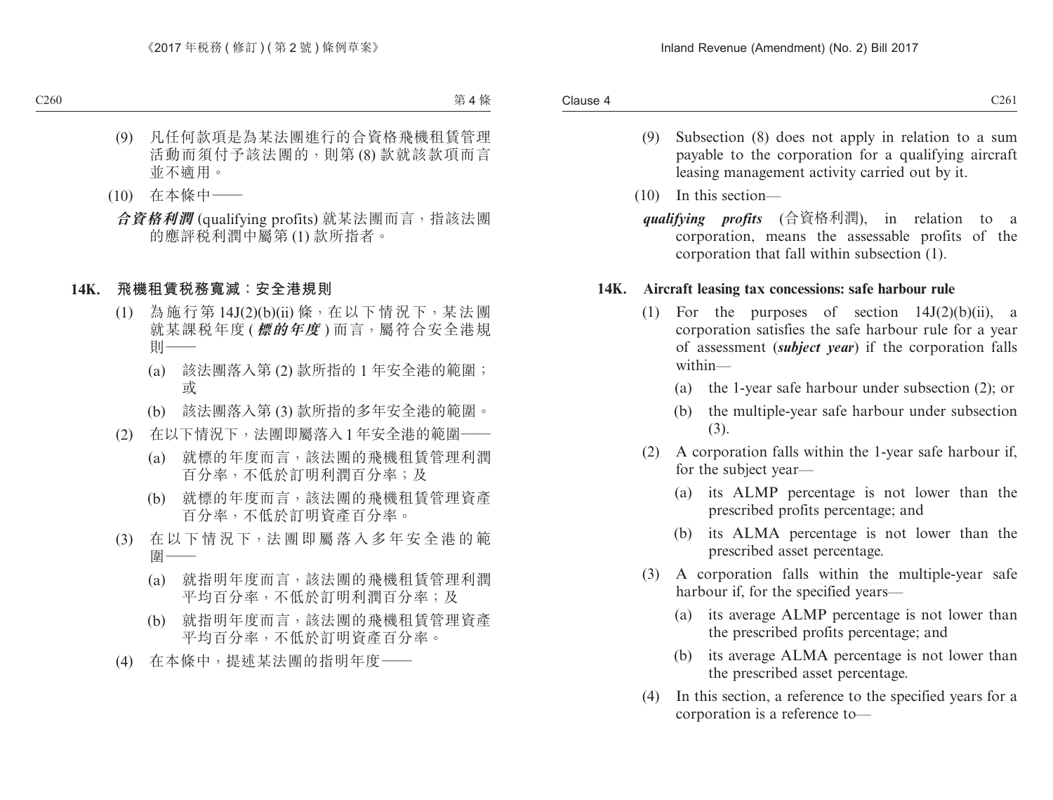(9) 凡任何款項是為某法團進行的合資格飛機租賃管理活動而須付予該法團的，則第 (8) 款就該款項而言並不適用。

(10) 在本條中——

***合資格利潤*** (qualifying profits) 就某法團而言，指該法團的應評稅利潤中屬第 (1) 款所指者。

**14K. 飛機租賃稅務寬減：安全港規則**

(1) 為施行第 14J(2)(b)(ii) 條，在以下情況下，某法團就某課稅年度 (***標的年度***) 而言，屬符合安全港規則——

(a) 該法團落入第 (2) 款所指的 1 年安全港的範圍；或

(b) 該法團落入第 (3) 款所指的多年安全港的範圍。

(2) 在以下情況下，法團即屬落入 1 年安全港的範圍——

(a) 就標的年度而言，該法團的飛機租賃管理利潤百分率，不低於訂明利潤百分率；及

(b) 就標的年度而言，該法團的飛機租賃管理資產百分率，不低於訂明資產百分率。

(3) 在以下情況下，法團即屬落入多年安全港的範圍——

(a) 就指明年度而言，該法團的飛機租賃管理利潤平均百分率，不低於訂明利潤百分率；及

(b) 就指明年度而言，該法團的飛機租賃管理資產平均百分率，不低於訂明資產百分率。

(4) 在本條中，提述某法團的指明年度——

(9) Subsection (8) does not apply in relation to a sum payable to the corporation for a qualifying aircraft leasing management activity carried out by it.

(10) In this section—

***qualifying profits*** (合資格利潤), in relation to a corporation, means the assessable profits of the corporation that fall within subsection (1).

**14K. Aircraft leasing tax concessions: safe harbour rule**

(1) For the purposes of section 14J(2)(b)(ii), a corporation satisfies the safe harbour rule for a year of assessment (***subject year***) if the corporation falls within—

(a) the 1-year safe harbour under subsection (2); or

(b) the multiple-year safe harbour under subsection (3).

(2) A corporation falls within the 1-year safe harbour if, for the subject year—

(a) its ALMP percentage is not lower than the prescribed profits percentage; and

(b) its ALMA percentage is not lower than the prescribed asset percentage.

(3) A corporation falls within the multiple-year safe harbour if, for the specified years—

(a) its average ALMP percentage is not lower than the prescribed profits percentage; and

(b) its average ALMA percentage is not lower than the prescribed asset percentage.

(4) In this section, a reference to the specified years for a corporation is a reference to—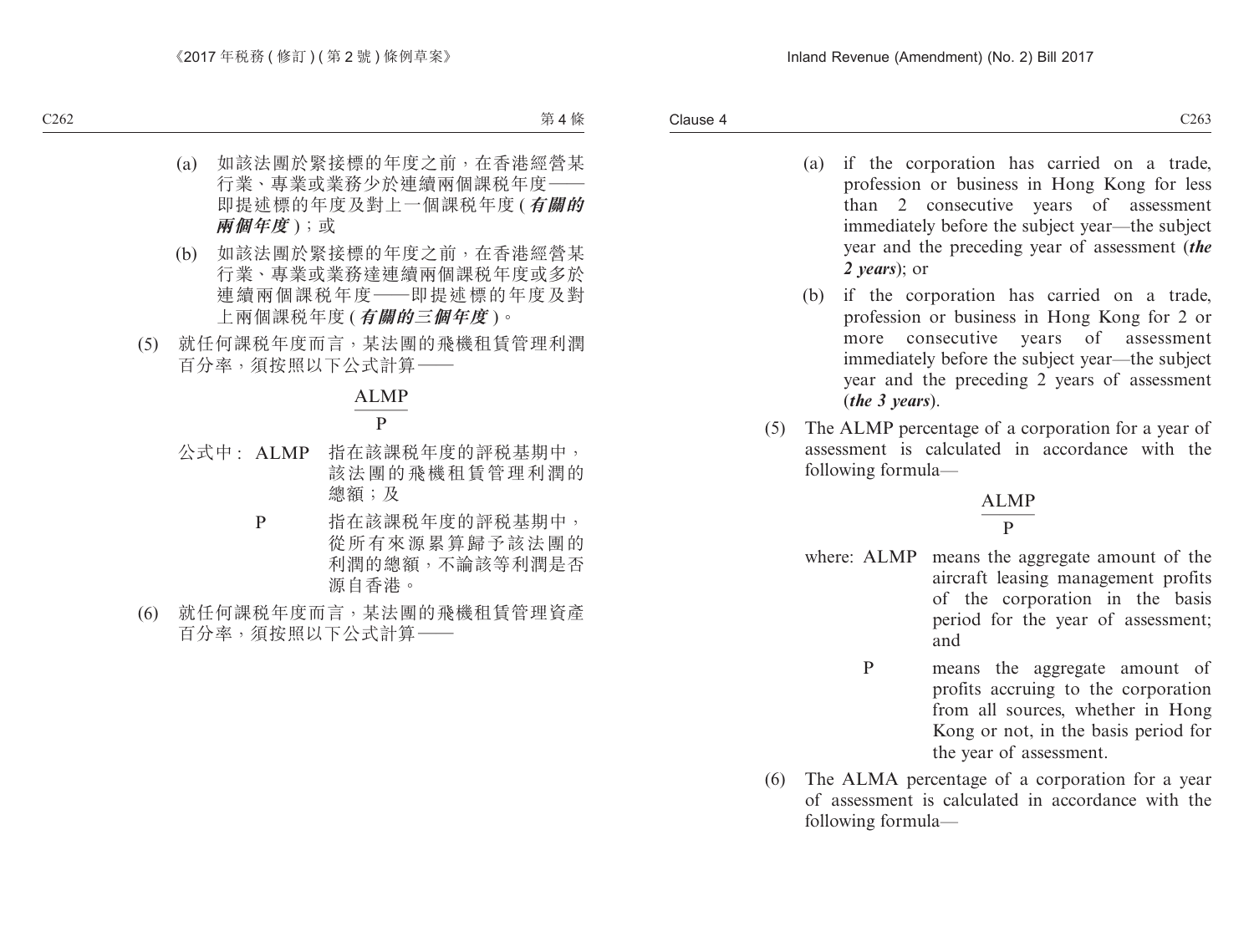(a) 如該法團於緊接標的年度之前，在香港經營某行業、專業或業務少於連續兩個課稅年度——即提述標的年度及對上一個課稅年度 (***有關的兩個年度***)；或

(b) 如該法團於緊接標的年度之前，在香港經營某行業、專業或業務達連續兩個課稅年度或多於連續兩個課稅年度——即提述標的年度及對上兩個課稅年度 (***有關的三個年度***)。

(5) 就任何課稅年度而言，某法團的飛機租賃管理利潤百分率，須按照以下公式計算——

$$\frac{\text{ALMP}}{\text{P}}$$

公式中： ALMP 指在該課稅年度的評稅基期中，該法團的飛機租賃管理利潤的總額；及

P 指在該課稅年度的評稅基期中，從所有來源累算歸予該法團的利潤的總額，不論該等利潤是否源自香港。

(6) 就任何課稅年度而言，某法團的飛機租賃管理資產百分率，須按照以下公式計算——

(a) if the corporation has carried on a trade, profession or business in Hong Kong for less than 2 consecutive years of assessment immediately before the subject year—the subject year and the preceding year of assessment (***the 2 years***); or

(b) if the corporation has carried on a trade, profession or business in Hong Kong for 2 or more consecutive years of assessment immediately before the subject year—the subject year and the preceding 2 years of assessment (***the 3 years***).

(5) The ALMP percentage of a corporation for a year of assessment is calculated in accordance with the following formula—

$$\frac{\text{ALMP}}{\text{P}}$$

where: ALMP means the aggregate amount of the aircraft leasing management profits of the corporation in the basis period for the year of assessment; and

P means the aggregate amount of profits accruing to the corporation from all sources, whether in Hong Kong or not, in the basis period for the year of assessment.

(6) The ALMA percentage of a corporation for a year of assessment is calculated in accordance with the following formula—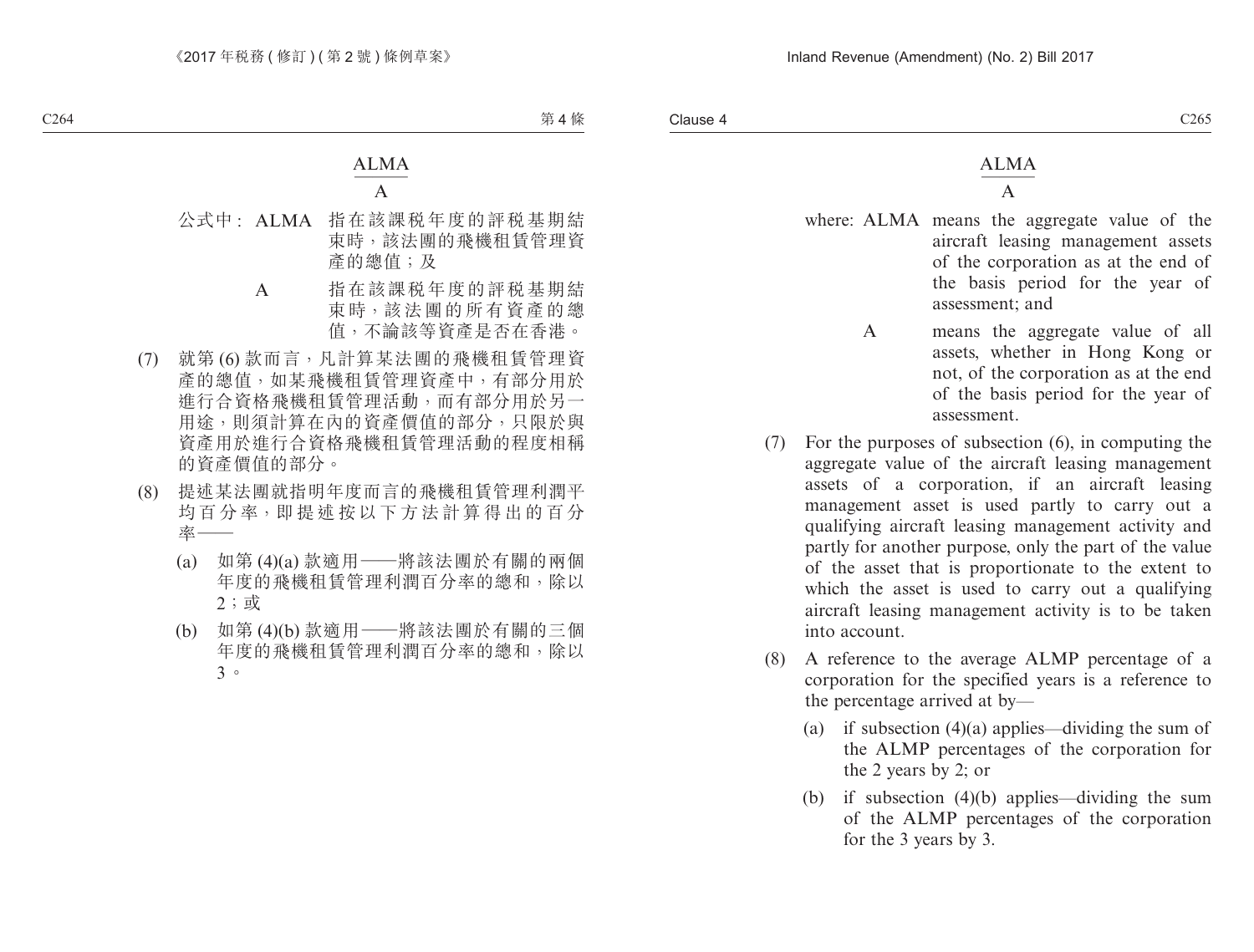$$\frac{ALMA}{A}$$

公式中： ALMA 指在該課税年度的評税基期結束時，該法團的飛機租賃管理資產的總值；及

A 指在該課税年度的評税基期結束時，該法團的所有資產的總值，不論該等資產是否在香港。

(7) 就第 (6) 款而言，凡計算某法團的飛機租賃管理資產的總值，如某飛機租賃管理資產中，有部分用於進行合資格飛機租賃管理活動，而有部分用於另一用途，則須計算在內的資產價值的部分，只限於與資產用於進行合資格飛機租賃管理活動的程度相稱的資產價值的部分。

(8) 提述某法團就指明年度而言的飛機租賃管理利潤平均百分率，即提述按以下方法計算得出的百分率——

(a) 如第 (4)(a) 款適用——將該法團於有關的兩個年度的飛機租賃管理利潤百分率的總和，除以 2；或

(b) 如第 (4)(b) 款適用——將該法團於有關的三個年度的飛機租賃管理利潤百分率的總和，除以 3。

$$\frac{ALMA}{A}$$

where: ALMA means the aggregate value of the aircraft leasing management assets of the corporation as at the end of the basis period for the year of assessment; and

A means the aggregate value of all assets, whether in Hong Kong or not, of the corporation as at the end of the basis period for the year of assessment.

(7) For the purposes of subsection (6), in computing the aggregate value of the aircraft leasing management assets of a corporation, if an aircraft leasing management asset is used partly to carry out a qualifying aircraft leasing management activity and partly for another purpose, only the part of the value of the asset that is proportionate to the extent to which the asset is used to carry out a qualifying aircraft leasing management activity is to be taken into account.

(8) A reference to the average ALMP percentage of a corporation for the specified years is a reference to the percentage arrived at by—

(a) if subsection (4)(a) applies—dividing the sum of the ALMP percentages of the corporation for the 2 years by 2; or

(b) if subsection (4)(b) applies—dividing the sum of the ALMP percentages of the corporation for the 3 years by 3.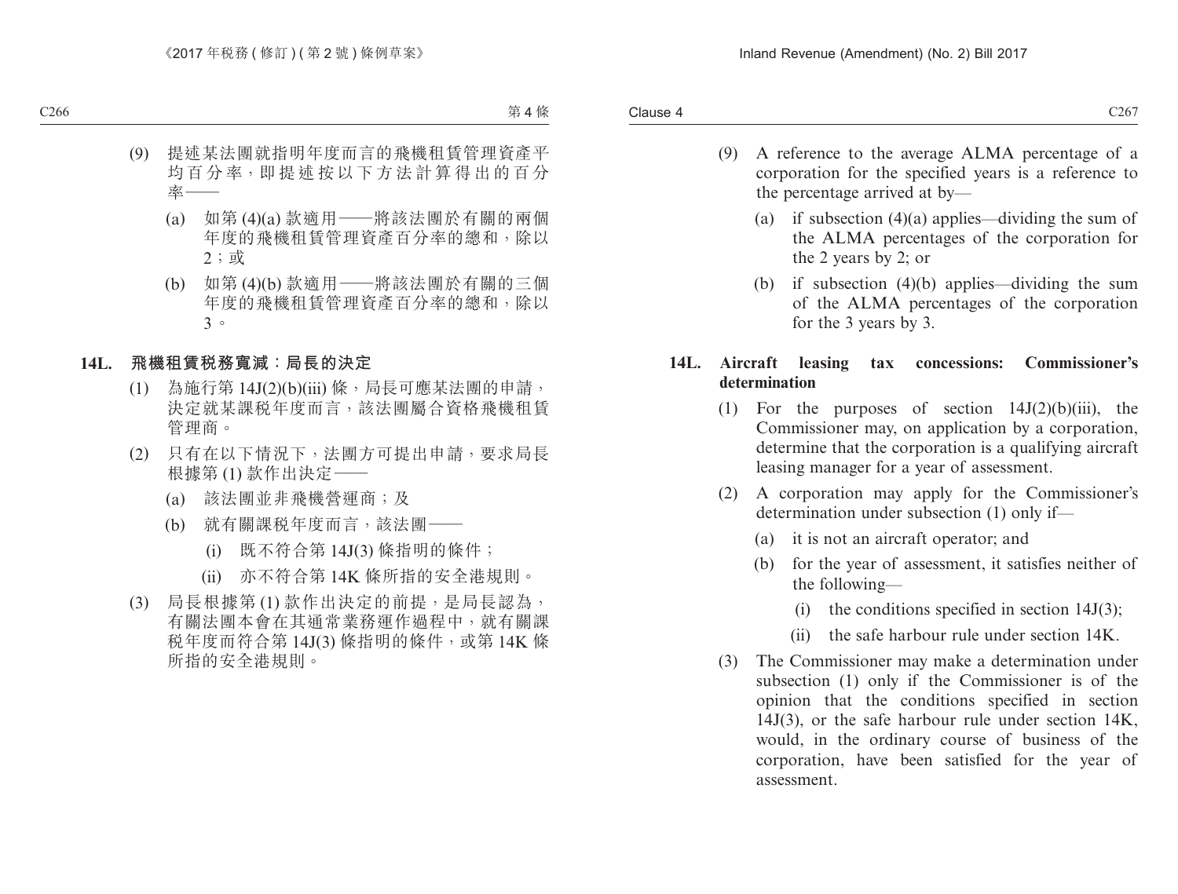(9) 提述某法團就指明年度而言的飛機租賃管理資產平均百分率，即提述按以下方法計算得出的百分率——

(a) 如第 (4)(a) 款適用——將該法團於有關的兩個年度的飛機租賃管理資產百分率的總和，除以 2；或

(b) 如第 (4)(b) 款適用——將該法團於有關的三個年度的飛機租賃管理資產百分率的總和，除以 3。

**14L. 飛機租賃稅務寬減：局長的決定**

(1) 為施行第 14J(2)(b)(iii) 條，局長可應某法團的申請，決定就某課稅年度而言，該法團屬合資格飛機租賃管理商。

(2) 只有在以下情況下，法團方可提出申請，要求局長根據第 (1) 款作出決定——

(a) 該法團並非飛機營運商；及

(b) 就有關課稅年度而言，該法團——

(i) 既不符合第 14J(3) 條指明的條件；

(ii) 亦不符合第 14K 條所指的安全港規則。

(3) 局長根據第 (1) 款作出決定的前提，是局長認為，有關法團本會在其通常業務運作過程中，就有關課稅年度而符合第 14J(3) 條指明的條件，或第 14K 條所指的安全港規則。

(9) A reference to the average ALMA percentage of a corporation for the specified years is a reference to the percentage arrived at by—

(a) if subsection (4)(a) applies—dividing the sum of the ALMA percentages of the corporation for the 2 years by 2; or

(b) if subsection (4)(b) applies—dividing the sum of the ALMA percentages of the corporation for the 3 years by 3.

**14L. Aircraft leasing tax concessions: Commissioner's determination**

(1) For the purposes of section 14J(2)(b)(iii), the Commissioner may, on application by a corporation, determine that the corporation is a qualifying aircraft leasing manager for a year of assessment.

(2) A corporation may apply for the Commissioner's determination under subsection (1) only if—

(a) it is not an aircraft operator; and

(b) for the year of assessment, it satisfies neither of the following—

(i) the conditions specified in section 14J(3);

(ii) the safe harbour rule under section 14K.

(3) The Commissioner may make a determination under subsection (1) only if the Commissioner is of the opinion that the conditions specified in section 14J(3), or the safe harbour rule under section 14K, would, in the ordinary course of business of the corporation, have been satisfied for the year of assessment.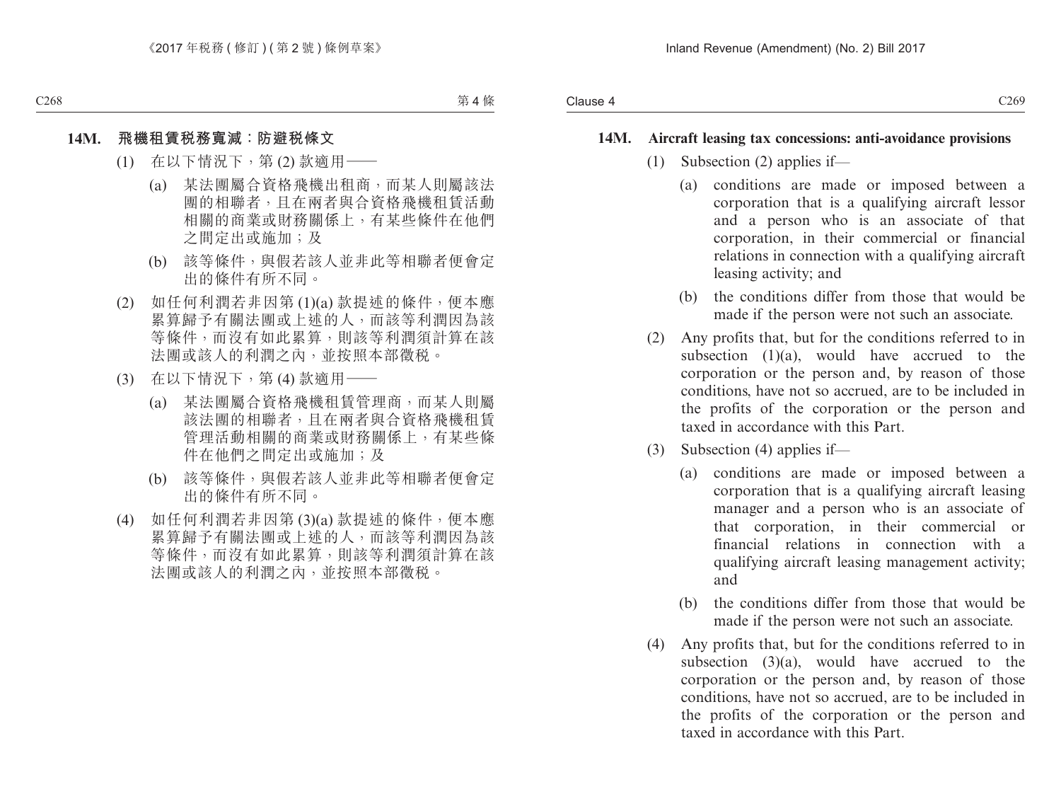## 14M. 飛機租賃税務寬減:防避税條文

(1) 在以下情況下,第 (2) 款適用——

(a) 某法團屬合資格飛機出租商,而某人則屬該法團的相聯者,且在兩者與合資格飛機租賃活動相關的商業或財務關係上,有某些條件在他們之間定出或施加;及

(b) 該等條件,與假若該人並非此等相聯者便會定出的條件有所不同。

(2) 如任何利潤若非因第 (1)(a) 款提述的條件,便本應累算歸予有關法團或上述的人,而該等利潤因為該等條件,而沒有如此累算,則該等利潤須計算在該法團或該人的利潤之內,並按照本部徵税。

(3) 在以下情況下,第 (4) 款適用——

(a) 某法團屬合資格飛機租賃管理商,而某人則屬該法團的相聯者,且在兩者與合資格飛機租賃管理活動相關的商業或財務關係上,有某些條件在他們之間定出或施加;及

(b) 該等條件,與假若該人並非此等相聯者便會定出的條件有所不同。

(4) 如任何利潤若非因第 (3)(a) 款提述的條件,便本應累算歸予有關法團或上述的人,而該等利潤因為該等條件,而沒有如此累算,則該等利潤須計算在該法團或該人的利潤之內,並按照本部徵税。

## 14M. Aircraft leasing tax concessions: anti-avoidance provisions

(1) Subsection (2) applies if—

(a) conditions are made or imposed between a corporation that is a qualifying aircraft lessor and a person who is an associate of that corporation, in their commercial or financial relations in connection with a qualifying aircraft leasing activity; and

(b) the conditions differ from those that would be made if the person were not such an associate.

(2) Any profits that, but for the conditions referred to in subsection (1)(a), would have accrued to the corporation or the person and, by reason of those conditions, have not so accrued, are to be included in the profits of the corporation or the person and taxed in accordance with this Part.

(3) Subsection (4) applies if—

(a) conditions are made or imposed between a corporation that is a qualifying aircraft leasing manager and a person who is an associate of that corporation, in their commercial or financial relations in connection with a qualifying aircraft leasing management activity; and

(b) the conditions differ from those that would be made if the person were not such an associate.

(4) Any profits that, but for the conditions referred to in subsection (3)(a), would have accrued to the corporation or the person and, by reason of those conditions, have not so accrued, are to be included in the profits of the corporation or the person and taxed in accordance with this Part.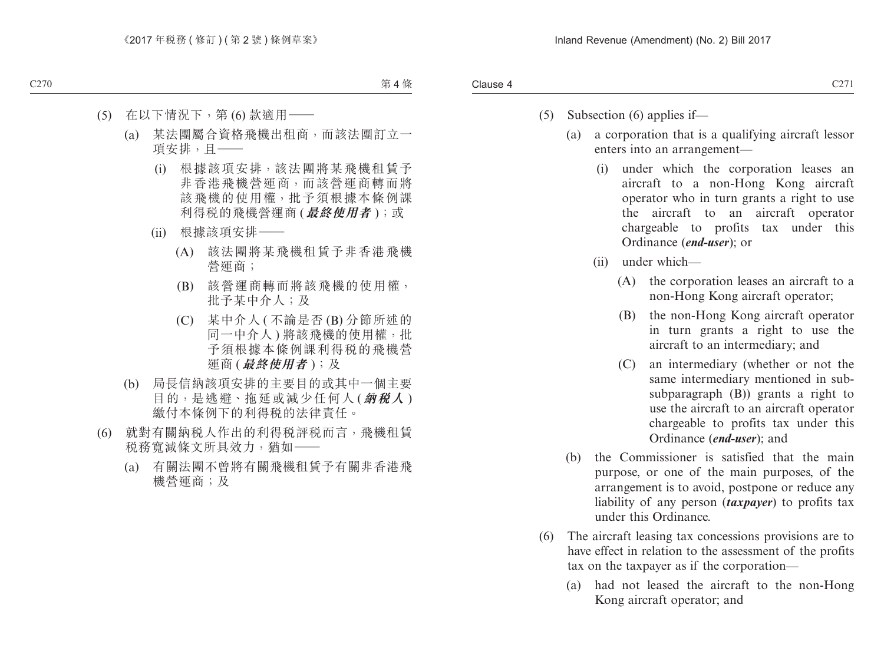(5) 在以下情況下，第 (6) 款適用——

(a) 某法團屬合資格飛機出租商，而該法團訂立一項安排，且——

(i) 根據該項安排，該法團將某飛機租賃予非香港飛機營運商，而該營運商轉而將該飛機的使用權，批予須根據本條例課利得稅的飛機營運商 (***最終使用者***)；或

(ii) 根據該項安排——

(A) 該法團將某飛機租賃予非香港飛機營運商；

(B) 該營運商轉而將該飛機的使用權，批予某中介人；及

(C) 某中介人 (不論是否 (B) 分節所述的同一中介人) 將該飛機的使用權，批予須根據本條例課利得稅的飛機營運商 (***最終使用者***)；及

(b) 局長信納該項安排的主要目的或其中一個主要目的，是逃避、拖延或減少任何人 (***納稅人***) 繳付本條例下的利得稅的法律責任。

(6) 就對有關納稅人作出的利得稅評稅而言，飛機租賃稅務寬減條文所具效力，猶如——

(a) 有關法團不曾將有關飛機租賃予有關非香港飛機營運商；及

(5) Subsection (6) applies if—

(a) a corporation that is a qualifying aircraft lessor enters into an arrangement—

(i) under which the corporation leases an aircraft to a non-Hong Kong aircraft operator who in turn grants a right to use the aircraft to an aircraft operator chargeable to profits tax under this Ordinance (***end-user***); or

(ii) under which—

(A) the corporation leases an aircraft to a non-Hong Kong aircraft operator;

(B) the non-Hong Kong aircraft operator in turn grants a right to use the aircraft to an intermediary; and

(C) an intermediary (whether or not the same intermediary mentioned in sub-subparagraph (B)) grants a right to use the aircraft to an aircraft operator chargeable to profits tax under this Ordinance (***end-user***); and

(b) the Commissioner is satisfied that the main purpose, or one of the main purposes, of the arrangement is to avoid, postpone or reduce any liability of any person (***taxpayer***) to profits tax under this Ordinance.

(6) The aircraft leasing tax concessions provisions are to have effect in relation to the assessment of the profits tax on the taxpayer as if the corporation—

(a) had not leased the aircraft to the non-Hong Kong aircraft operator; and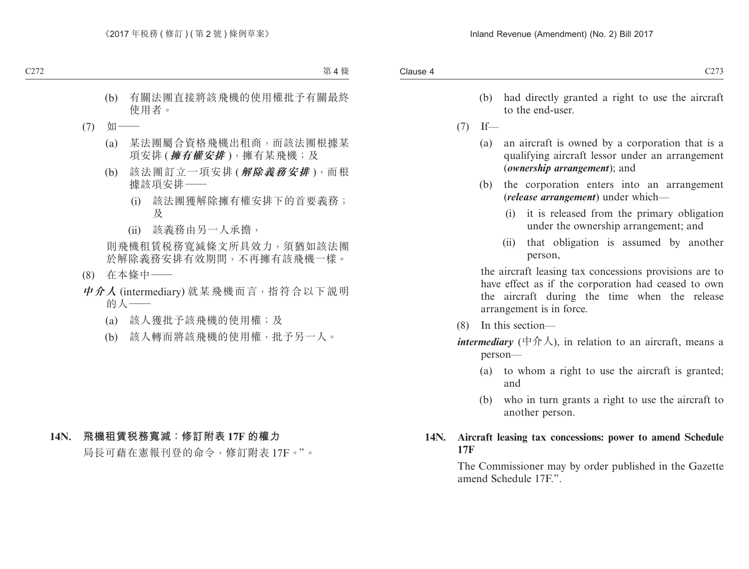(b) 有關法團直接將該飛機的使用權批予有關最終使用者。

(7) 如——

(a) 某法團屬合資格飛機出租商，而該法團根據某項安排 (***擁有權安排***)，擁有某飛機；及

(b) 該法團訂立一項安排 (***解除義務安排***)，而根據該項安排——

(i) 該法團獲解除擁有權安排下的首要義務；及

(ii) 該義務由另一人承擔，

則飛機租賃稅務寬減條文所具效力，須猶如該法團於解除義務安排有效期間，不再擁有該飛機一樣。

(8) 在本條中——

***中介人*** (intermediary) 就某飛機而言，指符合以下說明的人——

(a) 該人獲批予該飛機的使用權；及

(b) 該人轉而將該飛機的使用權，批予另一人。

**14N. 飛機租賃稅務寬減：修訂附表 17F 的權力**

局長可藉在憲報刊登的命令，修訂附表 17F。”。

(b) had directly granted a right to use the aircraft to the end-user.

(7) If—

(a) an aircraft is owned by a corporation that is a qualifying aircraft lessor under an arrangement (***ownership arrangement***); and

(b) the corporation enters into an arrangement (***release arrangement***) under which—

(i) it is released from the primary obligation under the ownership arrangement; and

(ii) that obligation is assumed by another person,

the aircraft leasing tax concessions provisions are to have effect as if the corporation had ceased to own the aircraft during the time when the release arrangement is in force.

(8) In this section—

***intermediary*** (中介人), in relation to an aircraft, means a person—

(a) to whom a right to use the aircraft is granted; and

(b) who in turn grants a right to use the aircraft to another person.

**14N. Aircraft leasing tax concessions: power to amend Schedule 17F**

The Commissioner may by order published in the Gazette amend Schedule 17F.”.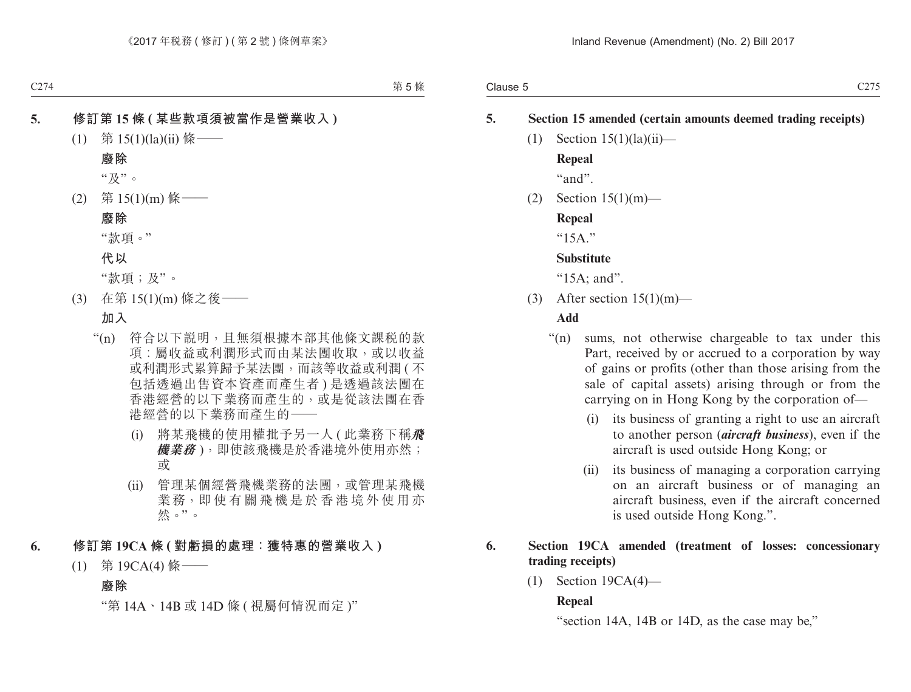**5. 修訂第 15 條 (某些款項須被當作是營業收入)**

(1) 第 15(1)(la)(ii) 條——

**廢除**

“及”。

(2) 第 15(1)(m) 條——

**廢除**

“款項。”

**代以**

“款項；及”。

(3) 在第 15(1)(m) 條之後——

**加入**

“(n) 符合以下說明，且無須根據本部其他條文課稅的款項：屬收益或利潤形式而由某法團收取，或以收益或利潤形式累算歸予某法團，而該等收益或利潤 (不包括透過出售資本資產而產生者) 是透過該法團在香港經營的以下業務而產生的，或是從該法團在香港經營的以下業務而產生的——

(i) 將某飛機的使用權批予另一人 (此業務下稱***飛機業務***)，即使該飛機是於香港境外使用亦然；或

(ii) 管理某個經營飛機業務的法團，或管理某飛機業務，即使有關飛機是於香港境外使用亦然。”。

**6. 修訂第 19CA 條 (對虧損的處理：獲特惠的營業收入)**

(1) 第 19CA(4) 條——

**廢除**

“第 14A、14B 或 14D 條 (視屬何情況而定)”

**5. Section 15 amended (certain amounts deemed trading receipts)**

(1) Section 15(1)(la)(ii)—

**Repeal**

“and”.

(2) Section 15(1)(m)—

**Repeal**

“15A.”

**Substitute**

“15A; and”.

(3) After section 15(1)(m)—

**Add**

“(n) sums, not otherwise chargeable to tax under this Part, received by or accrued to a corporation by way of gains or profits (other than those arising from the sale of capital assets) arising through or from the carrying on in Hong Kong by the corporation of—

(i) its business of granting a right to use an aircraft to another person (***aircraft business***), even if the aircraft is used outside Hong Kong; or

(ii) its business of managing a corporation carrying on an aircraft business or of managing an aircraft business, even if the aircraft concerned is used outside Hong Kong.”.

**6. Section 19CA amended (treatment of losses: concessionary trading receipts)**

(1) Section 19CA(4)—

**Repeal**

“section 14A, 14B or 14D, as the case may be,”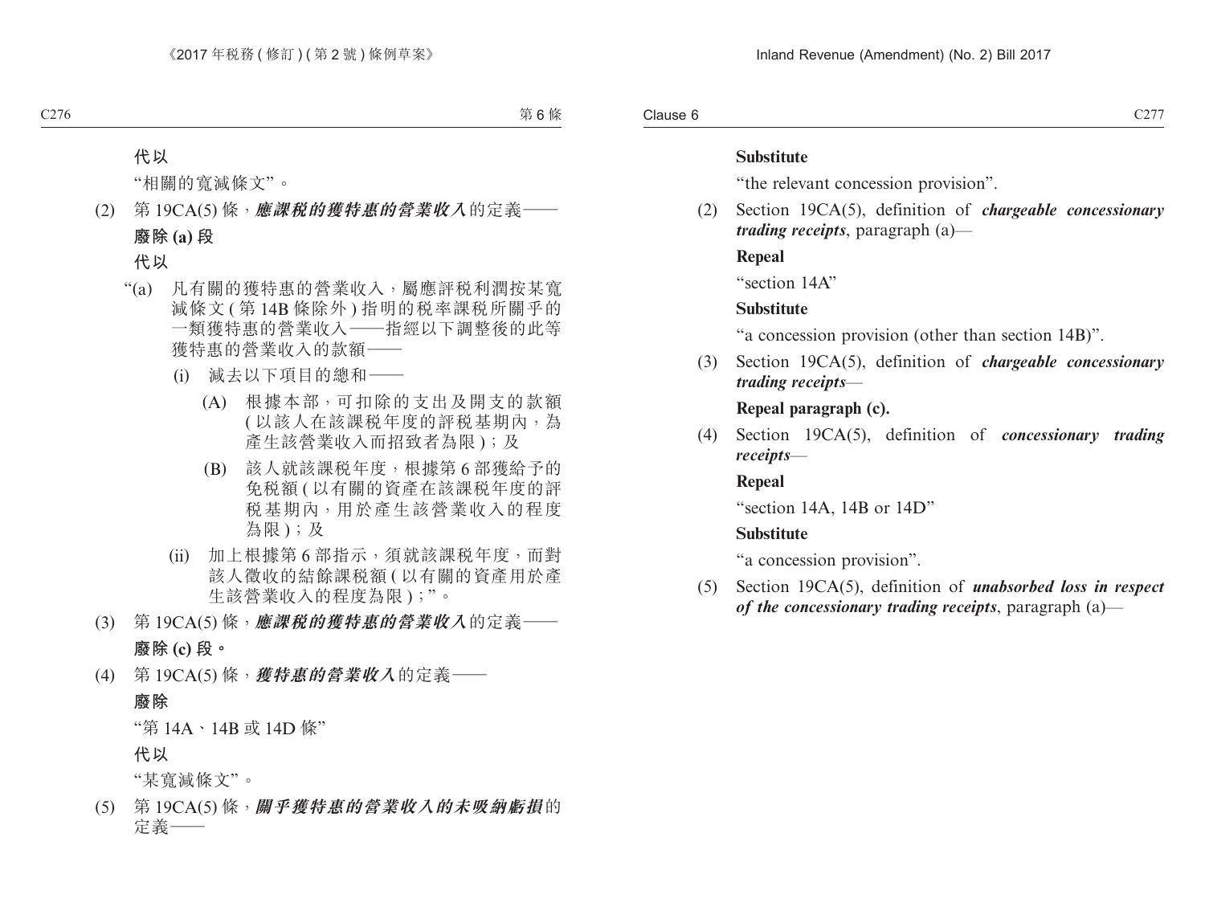**代以**

“相關的寬減條文”。

(2) 第 19CA(5) 條，***應課稅的獲特惠的營業收入***的定義——

**廢除 (a) 段**

**代以**

“(a) 凡有關的獲特惠的營業收入，屬應評稅利潤按某寬減條文 ( 第 14B 條除外 ) 指明的稅率課稅所關乎的一類獲特惠的營業收入——指經以下調整後的此等獲特惠的營業收入的款額——

(i) 減去以下項目的總和——

(A) 根據本部，可扣除的支出及開支的款額 ( 以該人在該課稅年度的評稅基期內，為產生該營業收入而招致者為限 )；及

(B) 該人就該課稅年度，根據第 6 部獲給予的免稅額 ( 以有關的資產在該課稅年度的評稅基期內，用於產生該營業收入的程度為限 )；及

(ii) 加上根據第 6 部指示，須就該課稅年度，而對該人徵收的結餘課稅額 ( 以有關的資產用於產生該營業收入的程度為限 )；”。

(3) 第 19CA(5) 條，***應課稅的獲特惠的營業收入***的定義——

**廢除 (c) 段。**

(4) 第 19CA(5) 條，***獲特惠的營業收入***的定義——

**廢除**

“第 14A、14B 或 14D 條”

**代以**

“某寬減條文”。

(5) 第 19CA(5) 條，***關乎獲特惠的營業收入的未吸納虧損***的定義——

**Substitute**

“the relevant concession provision”.

(2) Section 19CA(5), definition of ***chargeable concessionary trading receipts***, paragraph (a)—

**Repeal**

“section 14A”

**Substitute**

“a concession provision (other than section 14B)”.

(3) Section 19CA(5), definition of ***chargeable concessionary trading receipts***—

**Repeal paragraph (c).**

(4) Section 19CA(5), definition of ***concessionary trading receipts***—

**Repeal**

“section 14A, 14B or 14D”

**Substitute**

“a concession provision”.

(5) Section 19CA(5), definition of ***unabsorbed loss in respect of the concessionary trading receipts***, paragraph (a)—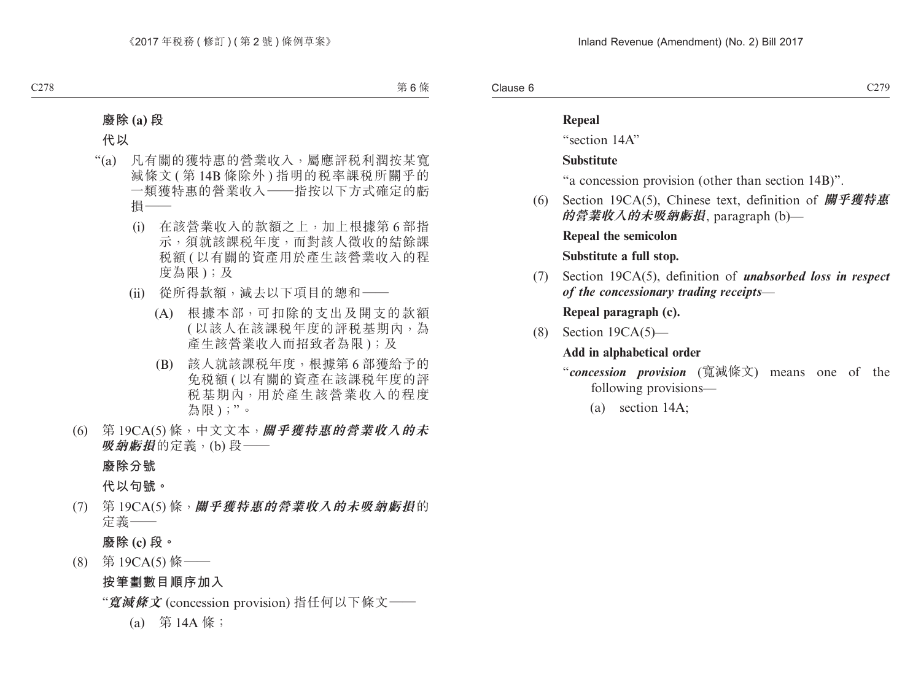**廢除 (a) 段**

**代以**

"(a) 凡有關的獲特惠的營業收入，屬應評稅利潤按某寬減條文 ( 第 14B 條除外 ) 指明的稅率課稅所關乎的一類獲特惠的營業收入——指按以下方式確定的虧損——

(i) 在該營業收入的款額之上，加上根據第 6 部指示，須就該課稅年度，而對該人徵收的結餘課稅額 ( 以有關的資產用於產生該營業收入的程度為限 )；及

(ii) 從所得款額，減去以下項目的總和——

(A) 根據本部，可扣除的支出及開支的款額 ( 以該人在該課稅年度的評稅基期內，為產生該營業收入而招致者為限 )；及

(B) 該人就該課稅年度，根據第 6 部獲給予的免稅額 ( 以有關的資產在該課稅年度的評稅基期內，用於產生該營業收入的程度為限 )；"。

(6) 第 19CA(5) 條，中文文本，***關乎獲特惠的營業收入的未吸納虧損***的定義，(b) 段——

**廢除分號**

**代以句號。**

(7) 第 19CA(5) 條，***關乎獲特惠的營業收入的未吸納虧損***的定義——

**廢除 (c) 段。**

(8) 第 19CA(5) 條——

**按筆劃數目順序加入**

"***寬減條文*** (concession provision) 指任何以下條文——

(a) 第 14A 條；

**Repeal**

"section 14A"

**Substitute**

"a concession provision (other than section 14B)".

(6) Section 19CA(5), Chinese text, definition of ***關乎獲特惠的營業收入的未吸納虧損***, paragraph (b)—

**Repeal the semicolon**

**Substitute a full stop.**

(7) Section 19CA(5), definition of ***unabsorbed loss in respect of the concessionary trading receipts***—

**Repeal paragraph (c).**

(8) Section 19CA(5)—

**Add in alphabetical order**

"***concession provision*** (寬減條文) means one of the following provisions—

(a) section 14A;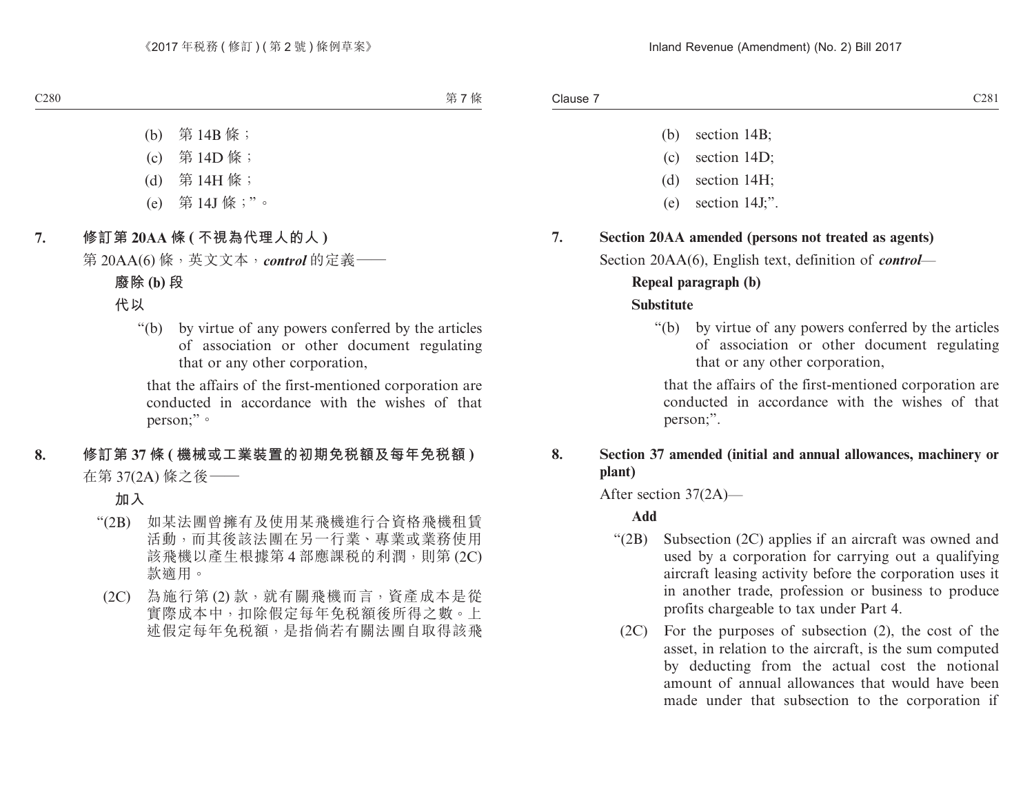(b) 第 14B 條；

(c) 第 14D 條；

(d) 第 14H 條；

(e) 第 14J 條；”。

**7. 修訂第 20AA 條 (不視為代理人的人)**

第 20AA(6) 條，英文文本，***control*** 的定義——

**廢除 (b) 段**

**代以**

“(b) by virtue of any powers conferred by the articles of association or other document regulating that or any other corporation,

that the affairs of the first-mentioned corporation are conducted in accordance with the wishes of that person;”。

**8. 修訂第 37 條 (機械或工業裝置的初期免稅額及每年免稅額)**

在第 37(2A) 條之後——

**加入**

“(2B) 如某法團曾擁有及使用某飛機進行合資格飛機租賃活動，而其後該法團在另一行業、專業或業務使用該飛機以產生根據第 4 部應課稅的利潤，則第 (2C) 款適用。

(2C) 為施行第 (2) 款，就有關飛機而言，資產成本是從實際成本中，扣除假定每年免稅額後所得之數。上述假定每年免稅額，是指倘若有關法團自取得該飛

(b) section 14B;

(c) section 14D;

(d) section 14H;

(e) section 14J;”.

**7. Section 20AA amended (persons not treated as agents)**

Section 20AA(6), English text, definition of ***control***—

**Repeal paragraph (b)**

**Substitute**

“(b) by virtue of any powers conferred by the articles of association or other document regulating that or any other corporation,

that the affairs of the first-mentioned corporation are conducted in accordance with the wishes of that person;”.

**8. Section 37 amended (initial and annual allowances, machinery or plant)**

After section 37(2A)—

**Add**

“(2B) Subsection (2C) applies if an aircraft was owned and used by a corporation for carrying out a qualifying aircraft leasing activity before the corporation uses it in another trade, profession or business to produce profits chargeable to tax under Part 4.

(2C) For the purposes of subsection (2), the cost of the asset, in relation to the aircraft, is the sum computed by deducting from the actual cost the notional amount of annual allowances that would have been made under that subsection to the corporation if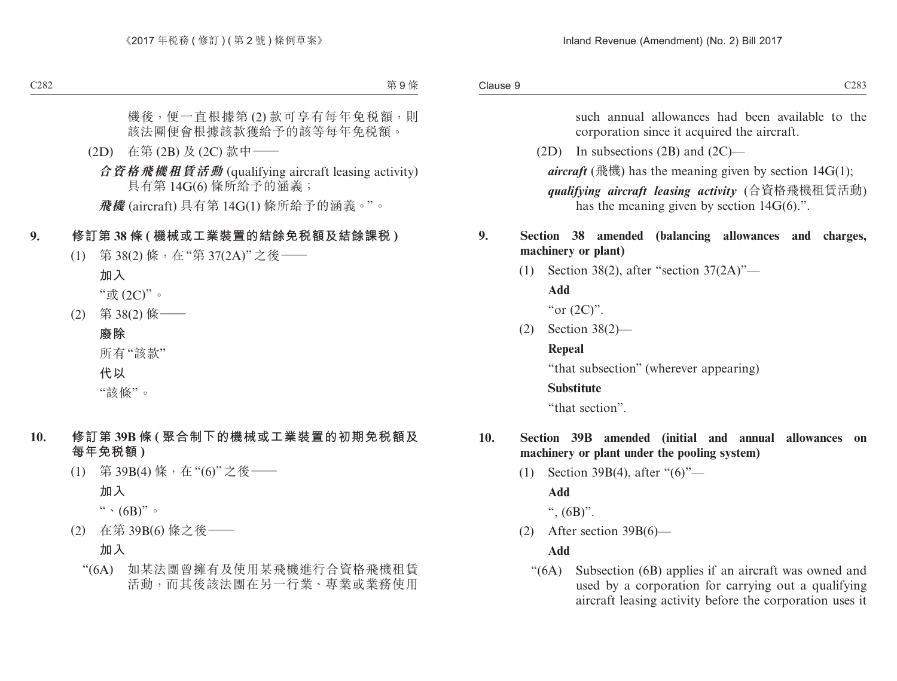機後，便一直根據第 (2) 款可享有每年免稅額，則該法團便會根據該款獲給予的該等每年免稅額。

(2D) 在第 (2B) 及 (2C) 款中——

***合資格飛機租賃活動*** (qualifying aircraft leasing activity) 具有第 14G(6) 條所給予的涵義；

***飛機*** (aircraft) 具有第 14G(1) 條所給予的涵義。”。

## 9. 修訂第 38 條 (機械或工業裝置的結餘免稅額及結餘課稅)

(1) 第 38(2) 條，在“第 37(2A)”之後——

**加入**

“或 (2C)”。

(2) 第 38(2) 條——

**廢除**

所有“該款”

**代以**

“該條”。

## 10. 修訂第 39B 條 (聚合制下的機械或工業裝置的初期免稅額及每年免稅額)

(1) 第 39B(4) 條，在“(6)”之後——

**加入**

“、(6B)”。

(2) 在第 39B(6) 條之後——

**加入**

“(6A) 如某法團曾擁有及使用某飛機進行合資格飛機租賃活動，而其後該法團在另一行業、專業或業務使用

such annual allowances had been available to the corporation since it acquired the aircraft.

(2D) In subsections (2B) and (2C)—

***aircraft*** (飛機) has the meaning given by section 14G(1);

***qualifying aircraft leasing activity*** (合資格飛機租賃活動) has the meaning given by section 14G(6).”.

## 9. Section 38 amended (balancing allowances and charges, machinery or plant)

(1) Section 38(2), after “section 37(2A)”—

**Add**

“or (2C)”.

(2) Section 38(2)—

**Repeal**

“that subsection” (wherever appearing)

**Substitute**

“that section”.

## 10. Section 39B amended (initial and annual allowances on machinery or plant under the pooling system)

(1) Section 39B(4), after “(6)”—

**Add**

“, (6B)”.

(2) After section 39B(6)—

**Add**

“(6A) Subsection (6B) applies if an aircraft was owned and used by a corporation for carrying out a qualifying aircraft leasing activity before the corporation uses it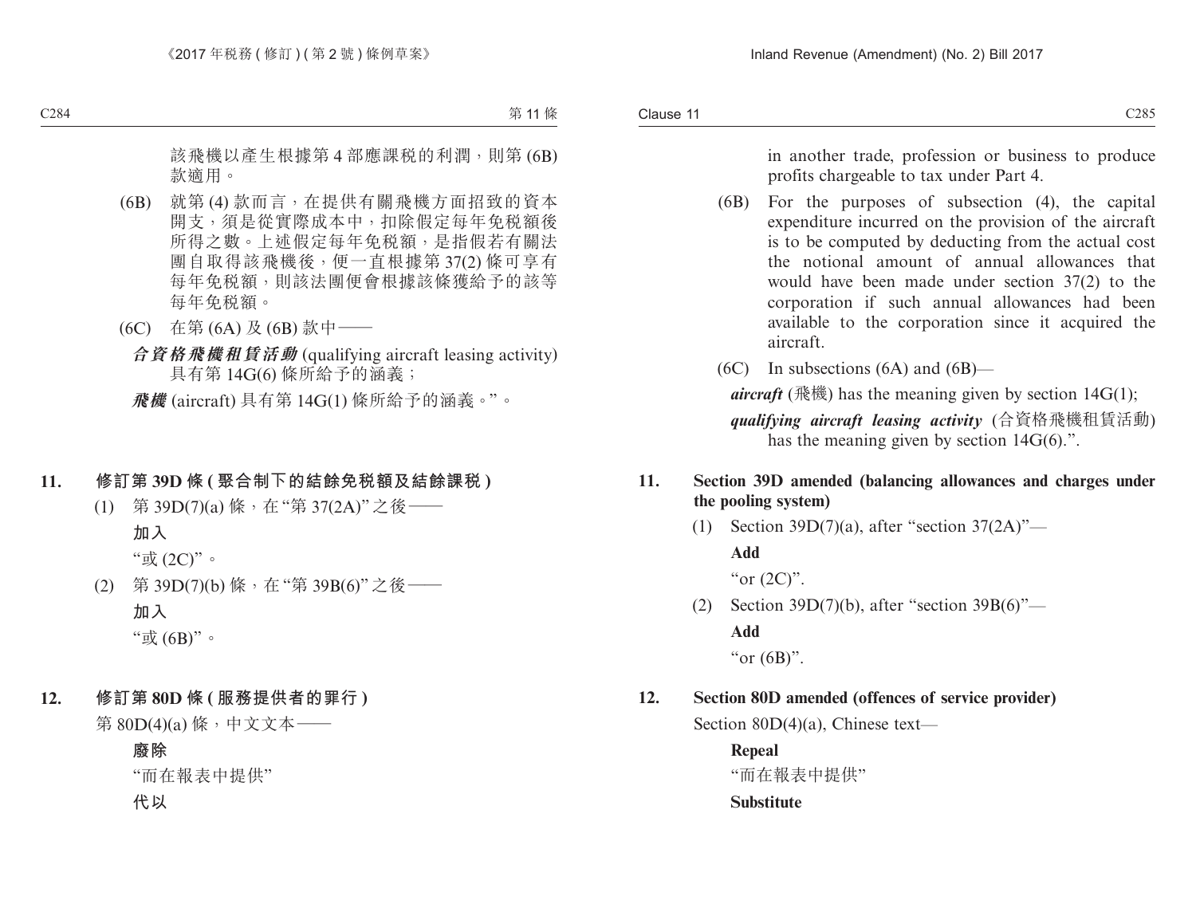該飛機以產生根據第 4 部應課稅的利潤，則第 (6B) 款適用。

(6B) 就第 (4) 款而言，在提供有關飛機方面招致的資本開支，須是從實際成本中，扣除假定每年免稅額後所得之數。上述假定每年免稅額，是指假若有關法團自取得該飛機後，便一直根據第 37(2) 條可享有每年免稅額，則該法團便會根據該條獲給予的該等每年免稅額。

(6C) 在第 (6A) 及 (6B) 款中——

***合資格飛機租賃活動*** (qualifying aircraft leasing activity) 具有第 14G(6) 條所給予的涵義；

***飛機*** (aircraft) 具有第 14G(1) 條所給予的涵義。”。

**11. 修訂第 39D 條 (聚合制下的結餘免稅額及結餘課稅)**

(1) 第 39D(7)(a) 條，在 “第 37(2A)” 之後——

**加入**

“或 (2C)”。

(2) 第 39D(7)(b) 條，在 “第 39B(6)” 之後——

**加入**

“或 (6B)”。

**12. 修訂第 80D 條 (服務提供者的罪行)**

第 80D(4)(a) 條，中文文本——

**廢除**

“而在報表中提供”

**代以**

in another trade, profession or business to produce profits chargeable to tax under Part 4.

(6B) For the purposes of subsection (4), the capital expenditure incurred on the provision of the aircraft is to be computed by deducting from the actual cost the notional amount of annual allowances that would have been made under section 37(2) to the corporation if such annual allowances had been available to the corporation since it acquired the aircraft.

(6C) In subsections (6A) and (6B)—

***aircraft*** (飛機) has the meaning given by section 14G(1);

***qualifying aircraft leasing activity*** (合資格飛機租賃活動) has the meaning given by section 14G(6).”.

**11. Section 39D amended (balancing allowances and charges under the pooling system)**

(1) Section 39D(7)(a), after “section 37(2A)”—

**Add**

“or (2C)”.

(2) Section 39D(7)(b), after “section 39B(6)”—

**Add**

“or (6B)”.

**12. Section 80D amended (offences of service provider)**

Section 80D(4)(a), Chinese text—

**Repeal**

“而在報表中提供”

**Substitute**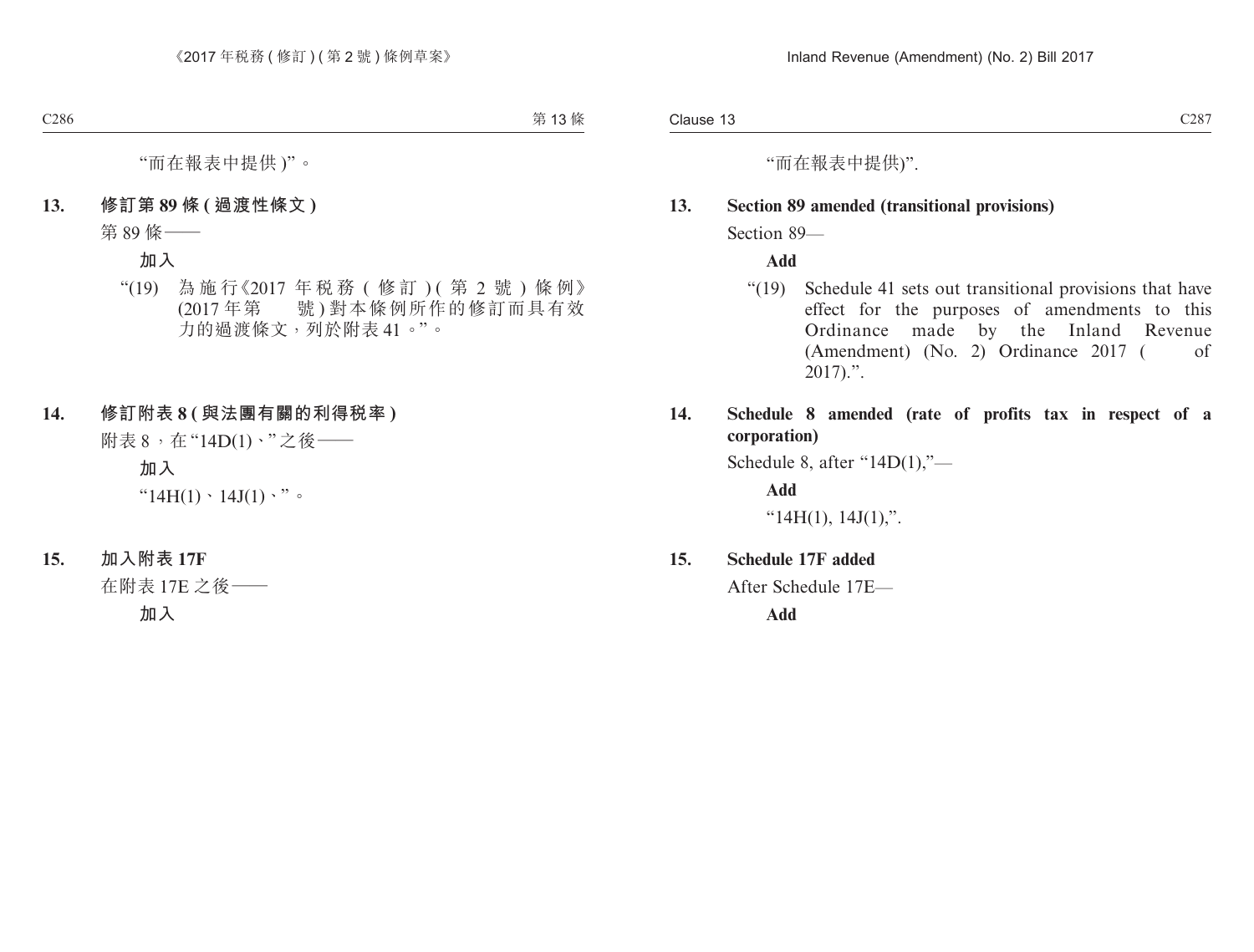“而在報表中提供)”。

**13. 修訂第 89 條 (過渡性條文)**

第 89 條——

**加入**

“(19) 為施行《2017 年稅務 (修訂) (第 2 號) 條例》(2017 年第　　號) 對本條例所作的修訂而具有效力的過渡條文，列於附表 41。”。

**14. 修訂附表 8 (與法團有關的利得稅率)**

附表 8，在“14D(1)、”之後——

**加入**

“14H(1)、14J(1)、”。

**15. 加入附表 17F**

在附表 17E 之後——

**加入**

“而在報表中提供)”.

**13. Section 89 amended (transitional provisions)**

Section 89—

**Add**

“(19) Schedule 41 sets out transitional provisions that have effect for the purposes of amendments to this Ordinance made by the Inland Revenue (Amendment) (No. 2) Ordinance 2017 (　　of 2017).”.

**14. Schedule 8 amended (rate of profits tax in respect of a corporation)**

Schedule 8, after “14D(1),”—

**Add**

“14H(1), 14J(1),”.

**15. Schedule 17F added**

After Schedule 17E—

**Add**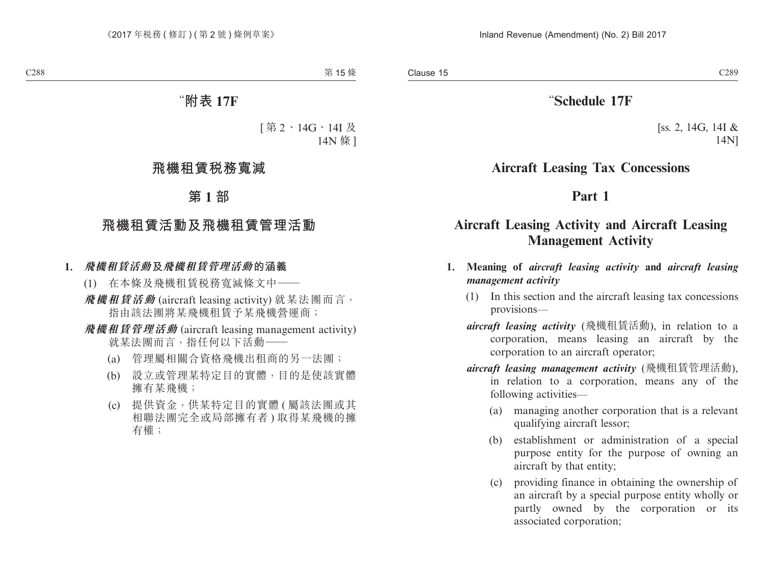# “附表 17F

[第 2、14G、14I 及 14N 條]

# 飛機租賃稅務寬減

## 第 1 部

## 飛機租賃活動及飛機租賃管理活動

**1. *飛機租賃活動*及*飛機租賃管理活動*的涵義**

(1) 在本條及飛機租賃稅務寬減條文中——

***飛機租賃活動*** (aircraft leasing activity) 就某法團而言，指由該法團將某飛機租賃予某飛機營運商；

***飛機租賃管理活動*** (aircraft leasing management activity) 就某法團而言，指任何以下活動——

(a) 管理屬相關合資格飛機出租商的另一法團；

(b) 設立或管理某特定目的實體，目的是使該實體擁有某飛機；

(c) 提供資金，供某特定目的實體 (屬該法團或其相聯法團完全或局部擁有者) 取得某飛機的擁有權；

# “Schedule 17F

[ss. 2, 14G, 14I & 14N]

# Aircraft Leasing Tax Concessions

## Part 1

## Aircraft Leasing Activity and Aircraft Leasing Management Activity

**1. Meaning of *aircraft leasing activity* and *aircraft leasing management activity***

(1) In this section and the aircraft leasing tax concessions provisions—

***aircraft leasing activity*** (飛機租賃活動), in relation to a corporation, means leasing an aircraft by the corporation to an aircraft operator;

***aircraft leasing management activity*** (飛機租賃管理活動), in relation to a corporation, means any of the following activities—

(a) managing another corporation that is a relevant qualifying aircraft lessor;

(b) establishment or administration of a special purpose entity for the purpose of owning an aircraft by that entity;

(c) providing finance in obtaining the ownership of an aircraft by a special purpose entity wholly or partly owned by the corporation or its associated corporation;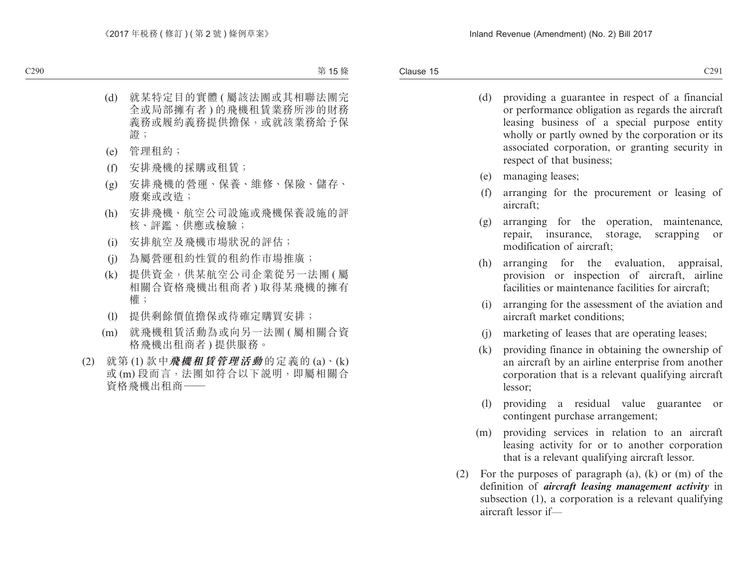(d) 就某特定目的實體 (屬該法團或其相聯法團完全或局部擁有者) 的飛機租賃業務所涉的財務義務或履約義務提供擔保，或就該業務給予保證；

(e) 管理租約；

(f) 安排飛機的採購或租賃；

(g) 安排飛機的營運、保養、維修、保險、儲存、廢棄或改造；

(h) 安排飛機、航空公司設施或飛機保養設施的評核、評鑑、供應或檢驗；

(i) 安排航空及飛機市場狀況的評估；

(j) 為屬營運租約性質的租約作市場推廣；

(k) 提供資金，供某航空公司企業從另一法團 (屬相關合資格飛機出租商者) 取得某飛機的擁有權；

(l) 提供剩餘價值擔保或待確定購買安排；

(m) 就飛機租賃活動為或向另一法團 (屬相關合資格飛機出租商者) 提供服務。

(2) 就第 (1) 款中***飛機租賃管理活動***的定義的 (a)、(k) 或 (m) 段而言，法團如符合以下說明，即屬相關合資格飛機出租商——

(d) providing a guarantee in respect of a financial or performance obligation as regards the aircraft leasing business of a special purpose entity wholly or partly owned by the corporation or its associated corporation, or granting security in respect of that business;

(e) managing leases;

(f) arranging for the procurement or leasing of aircraft;

(g) arranging for the operation, maintenance, repair, insurance, storage, scrapping or modification of aircraft;

(h) arranging for the evaluation, appraisal, provision or inspection of aircraft, airline facilities or maintenance facilities for aircraft;

(i) arranging for the assessment of the aviation and aircraft market conditions;

(j) marketing of leases that are operating leases;

(k) providing finance in obtaining the ownership of an aircraft by an airline enterprise from another corporation that is a relevant qualifying aircraft lessor;

(l) providing a residual value guarantee or contingent purchase arrangement;

(m) providing services in relation to an aircraft leasing activity for or to another corporation that is a relevant qualifying aircraft lessor.

(2) For the purposes of paragraph (a), (k) or (m) of the definition of ***aircraft leasing management activity*** in subsection (1), a corporation is a relevant qualifying aircraft lessor if—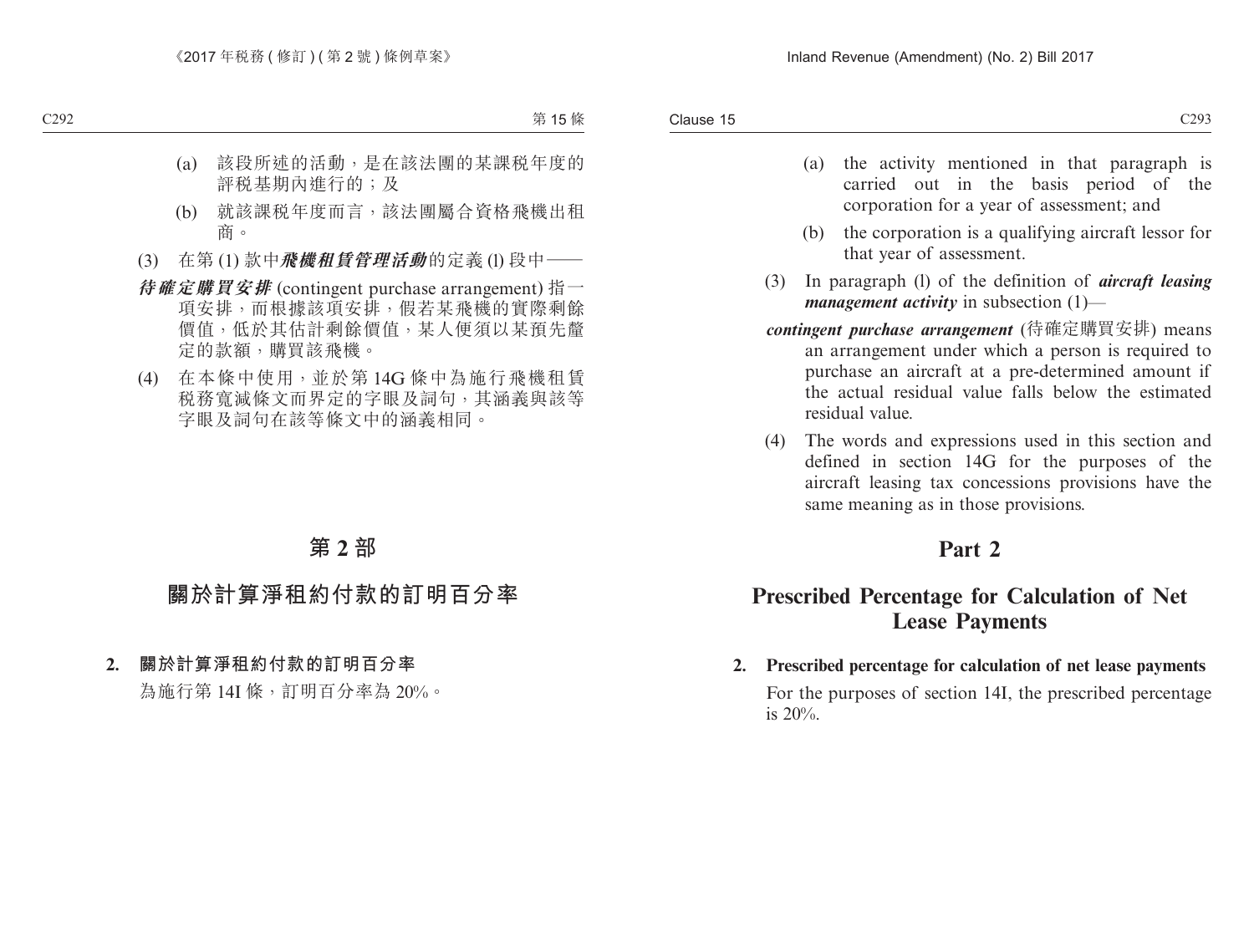(a) 該段所述的活動，是在該法團的某課稅年度的評稅基期內進行的；及

(b) 就該課稅年度而言，該法團屬合資格飛機出租商。

(3) 在第 (1) 款中***飛機租賃管理活動***的定義 (l) 段中——

***待確定購買安排*** (contingent purchase arrangement) 指一項安排，而根據該項安排，假若某飛機的實際剩餘價值，低於其估計剩餘價值，某人便須以某預先釐定的款額，購買該飛機。

(4) 在本條中使用，並於第 14G 條中為施行飛機租賃稅務寬減條文而界定的字眼及詞句，其涵義與該等字眼及詞句在該等條文中的涵義相同。

# 第 2 部

# 關於計算淨租約付款的訂明百分率

**2. 關於計算淨租約付款的訂明百分率**

為施行第 14I 條，訂明百分率為 20%。

(a) the activity mentioned in that paragraph is carried out in the basis period of the corporation for a year of assessment; and

(b) the corporation is a qualifying aircraft lessor for that year of assessment.

(3) In paragraph (l) of the definition of ***aircraft leasing management activity*** in subsection (1)—

***contingent purchase arrangement*** (待確定購買安排) means an arrangement under which a person is required to purchase an aircraft at a pre-determined amount if the actual residual value falls below the estimated residual value.

(4) The words and expressions used in this section and defined in section 14G for the purposes of the aircraft leasing tax concessions provisions have the same meaning as in those provisions.

# Part 2

# Prescribed Percentage for Calculation of Net Lease Payments

**2. Prescribed percentage for calculation of net lease payments**

For the purposes of section 14I, the prescribed percentage is 20%.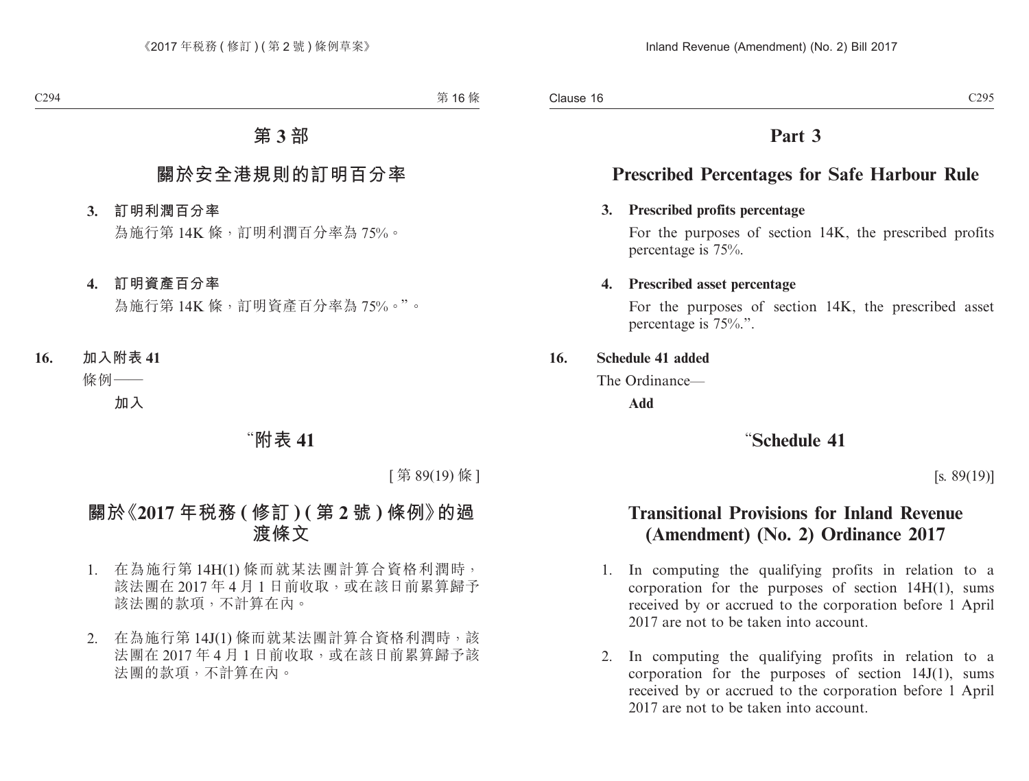# 第 3 部

## 關於安全港規則的訂明百分率

**3. 訂明利潤百分率**

為施行第 14K 條，訂明利潤百分率為 75%。

**4. 訂明資產百分率**

為施行第 14K 條，訂明資產百分率為 75%。”。

**16. 加入附表 41**

條例——

**加入**

## “附表 41

[ 第 89(19) 條 ]

## 關於《2017 年稅務 ( 修訂 ) ( 第 2 號 ) 條例》的過渡條文

1. 在為施行第 14H(1) 條而就某法團計算合資格利潤時，該法團在 2017 年 4 月 1 日前收取，或在該日前累算歸予該法團的款項，不計算在內。

2. 在為施行第 14J(1) 條而就某法團計算合資格利潤時，該法團在 2017 年 4 月 1 日前收取，或在該日前累算歸予該法團的款項，不計算在內。

# Part 3

## Prescribed Percentages for Safe Harbour Rule

**3. Prescribed profits percentage**

For the purposes of section 14K, the prescribed profits percentage is 75%.

**4. Prescribed asset percentage**

For the purposes of section 14K, the prescribed asset percentage is 75%.”.

**16. Schedule 41 added**

The Ordinance—

**Add**

## “Schedule 41

[s. 89(19)]

## Transitional Provisions for Inland Revenue (Amendment) (No. 2) Ordinance 2017

1. In computing the qualifying profits in relation to a corporation for the purposes of section 14H(1), sums received by or accrued to the corporation before 1 April 2017 are not to be taken into account.

2. In computing the qualifying profits in relation to a corporation for the purposes of section 14J(1), sums received by or accrued to the corporation before 1 April 2017 are not to be taken into account.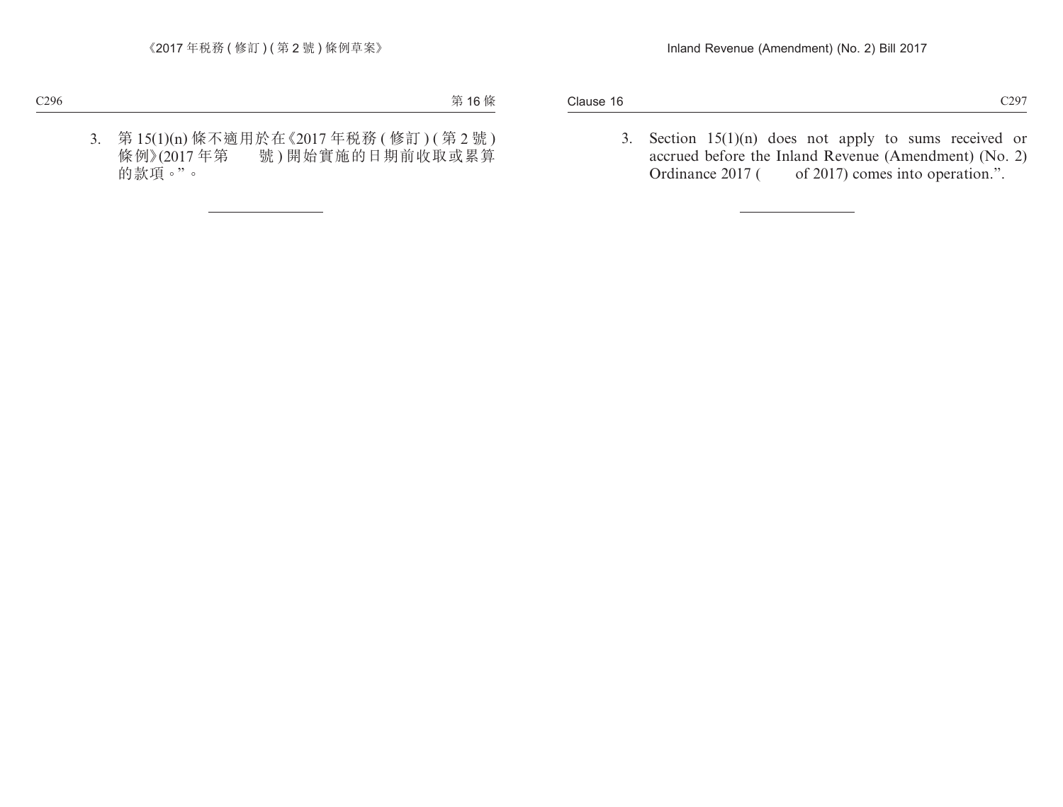3. 第 15(1)(n) 條不適用於在《2017 年稅務 ( 修訂 ) ( 第 2 號 ) 條例》(2017 年第　　號 ) 開始實施的日期前收取或累算的款項。”。

---

3. Section 15(1)(n) does not apply to sums received or accrued before the Inland Revenue (Amendment) (No. 2) Ordinance 2017 (　　of 2017) comes into operation.”.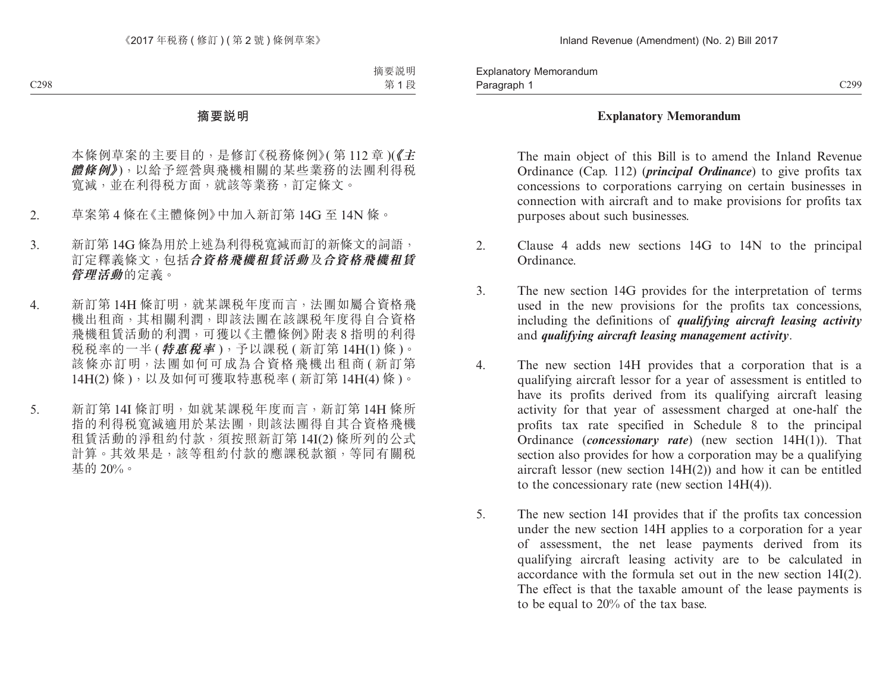## 摘要說明

本條例草案的主要目的，是修訂《稅務條例》(第 112 章)(***《主體條例》***)，以給予經營與飛機相關的某些業務的法團利得稅寬減，並在利得稅方面，就該等業務，訂定條文。

2. 草案第 4 條在《主體條例》中加入新訂第 14G 至 14N 條。

3. 新訂第 14G 條為用於上述為利得稅寬減而訂的新條文的詞語，訂定釋義條文，包括***合資格飛機租賃活動***及***合資格飛機租賃管理活動***的定義。

4. 新訂第 14H 條訂明，就某課稅年度而言，法團如屬合資格飛機出租商，其相關利潤，即該法團在該課稅年度得自合資格飛機租賃活動的利潤，可獲以《主體條例》附表 8 指明的利得稅稅率的一半 (***特惠稅率***)，予以課稅 (新訂第 14H(1) 條)。該條亦訂明，法團如何可成為合資格飛機出租商 (新訂第 14H(2) 條)，以及如何可獲取特惠稅率 (新訂第 14H(4) 條)。

5. 新訂第 14I 條訂明，如就某課稅年度而言，新訂第 14H 條所指的利得稅寬減適用於某法團，則該法團得自其合資格飛機租賃活動的淨租約付款，須按照新訂第 14I(2) 條所列的公式計算。其效果是，該等租約付款的應課稅款額，等同有關稅基的 20%。

## Explanatory Memorandum

The main object of this Bill is to amend the Inland Revenue Ordinance (Cap. 112) (***principal Ordinance***) to give profits tax concessions to corporations carrying on certain businesses in connection with aircraft and to make provisions for profits tax purposes about such businesses.

2. Clause 4 adds new sections 14G to 14N to the principal Ordinance.

3. The new section 14G provides for the interpretation of terms used in the new provisions for the profits tax concessions, including the definitions of ***qualifying aircraft leasing activity*** and ***qualifying aircraft leasing management activity***.

4. The new section 14H provides that a corporation that is a qualifying aircraft lessor for a year of assessment is entitled to have its profits derived from its qualifying aircraft leasing activity for that year of assessment charged at one-half the profits tax rate specified in Schedule 8 to the principal Ordinance (***concessionary rate***) (new section 14H(1)). That section also provides for how a corporation may be a qualifying aircraft lessor (new section 14H(2)) and how it can be entitled to the concessionary rate (new section 14H(4)).

5. The new section 14I provides that if the profits tax concession under the new section 14H applies to a corporation for a year of assessment, the net lease payments derived from its qualifying aircraft leasing activity are to be calculated in accordance with the formula set out in the new section 14I(2). The effect is that the taxable amount of the lease payments is to be equal to 20% of the tax base.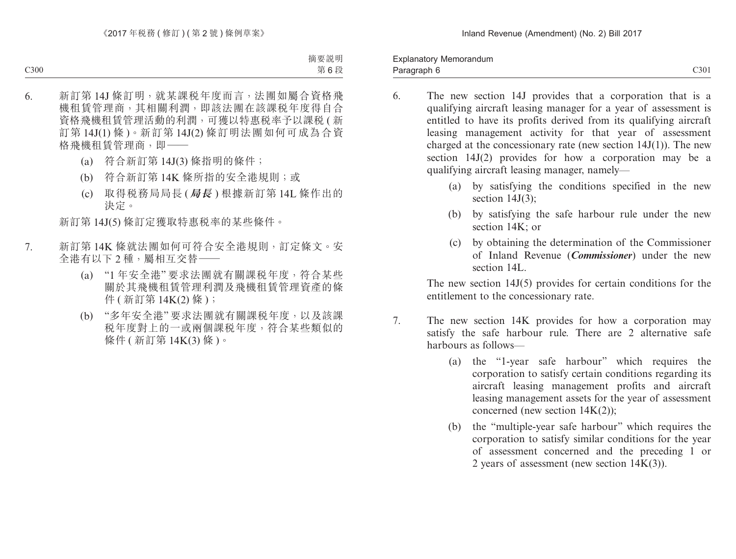6. 新訂第14J條訂明，就某課税年度而言，法團如屬合資格飛機租賃管理商，其相關利潤，即該法團在該課税年度得自合資格飛機租賃管理活動的利潤，可獲以特惠税率予以課税(新訂第14J(1)條)。新訂第14J(2)條訂明法團如何可成為合資格飛機租賃管理商，即——

   (a) 符合新訂第14J(3)條指明的條件；

   (b) 符合新訂第14K條所指的安全港規則；或

   (c) 取得税務局局長(***局長***)根據新訂第14L條作出的決定。

   新訂第14J(5)條訂定獲取特惠税率的某些條件。

7. 新訂第14K條就法團如何可符合安全港規則，訂定條文。安全港有以下2種，屬相互交替——

   (a) "1年安全港"要求法團就有關課税年度，符合某些關於其飛機租賃管理利潤及飛機租賃管理資產的條件(新訂第14K(2)條)；

   (b) "多年安全港"要求法團就有關課税年度，以及該課税年度對上的一或兩個課税年度，符合某些類似的條件(新訂第14K(3)條)。

6. The new section 14J provides that a corporation that is a qualifying aircraft leasing manager for a year of assessment is entitled to have its profits derived from its qualifying aircraft leasing management activity for that year of assessment charged at the concessionary rate (new section 14J(1)). The new section 14J(2) provides for how a corporation may be a qualifying aircraft leasing manager, namely—

   (a) by satisfying the conditions specified in the new section 14J(3);

   (b) by satisfying the safe harbour rule under the new section 14K; or

   (c) by obtaining the determination of the Commissioner of Inland Revenue (***Commissioner***) under the new section 14L.

   The new section 14J(5) provides for certain conditions for the entitlement to the concessionary rate.

7. The new section 14K provides for how a corporation may satisfy the safe harbour rule. There are 2 alternative safe harbours as follows—

   (a) the "1-year safe harbour" which requires the corporation to satisfy certain conditions regarding its aircraft leasing management profits and aircraft leasing management assets for the year of assessment concerned (new section 14K(2));

   (b) the "multiple-year safe harbour" which requires the corporation to satisfy similar conditions for the year of assessment concerned and the preceding 1 or 2 years of assessment (new section 14K(3)).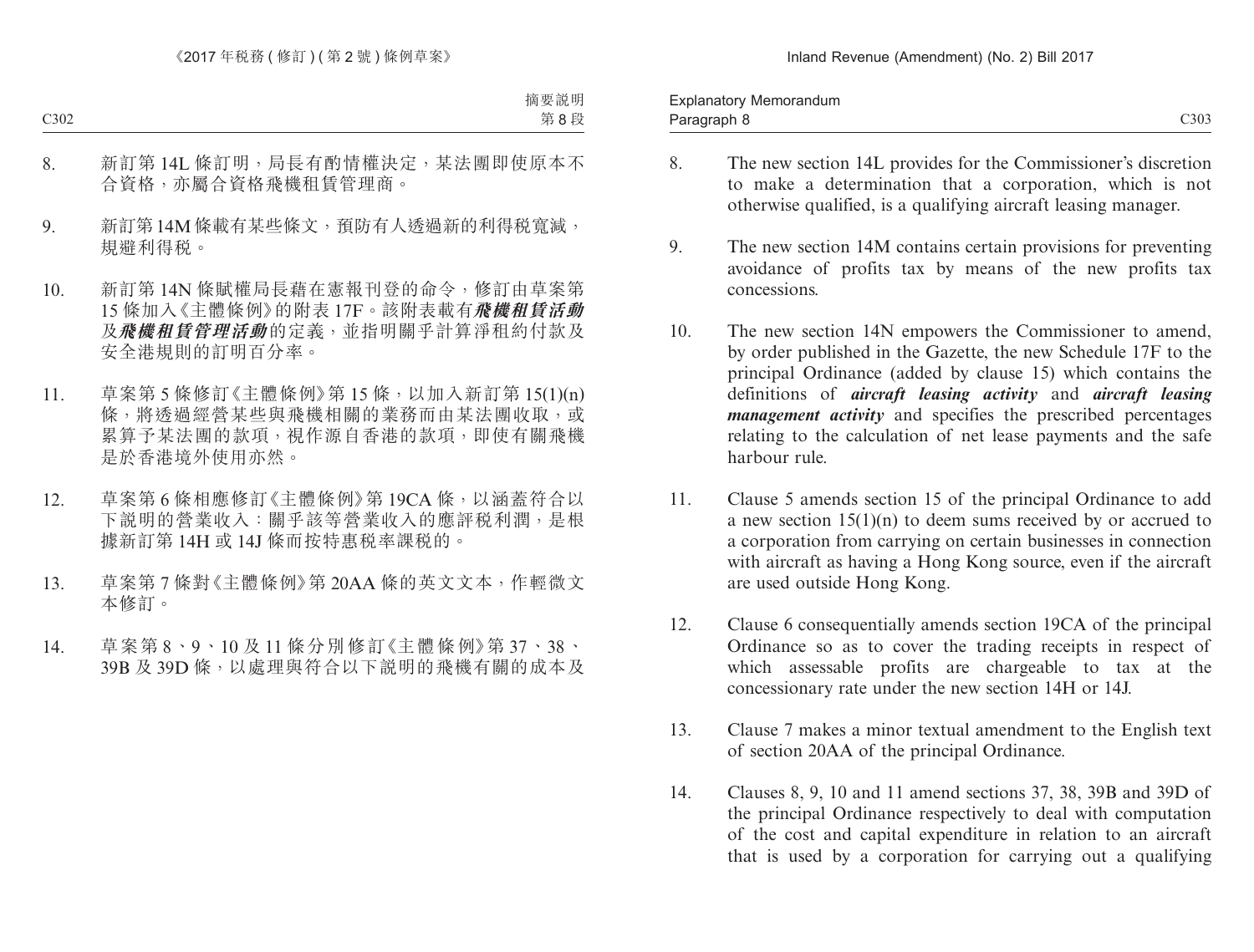8. 新訂第14L條訂明，局長有酌情權決定，某法團即使原本不合資格，亦屬合資格飛機租賃管理商。

9. 新訂第14M條載有某些條文，預防有人透過新的利得稅寬減，規避利得稅。

10. 新訂第14N條賦權局長藉在憲報刊登的命令，修訂由草案第15條加入《主體條例》的附表17F。該附表載有***飛機租賃活動***及***飛機租賃管理活動***的定義，並指明關乎計算淨租約付款及安全港規則的訂明百分率。

11. 草案第5條修訂《主體條例》第15條，以加入新訂第15(1)(n)條，將透過經營某些與飛機相關的業務而由某法團收取，或累算予某法團的款項，視作源自香港的款項，即使有關飛機是於香港境外使用亦然。

12. 草案第6條相應修訂《主體條例》第19CA條，以涵蓋符合以下說明的營業收入：關乎該等營業收入的應評稅利潤，是根據新訂第14H或14J條而按特惠稅率課稅的。

13. 草案第7條對《主體條例》第20AA條的英文文本，作輕微文本修訂。

14. 草案第8、9、10及11條分別修訂《主體條例》第37、38、39B及39D條，以處理與符合以下說明的飛機有關的成本及

8. The new section 14L provides for the Commissioner's discretion to make a determination that a corporation, which is not otherwise qualified, is a qualifying aircraft leasing manager.

9. The new section 14M contains certain provisions for preventing avoidance of profits tax by means of the new profits tax concessions.

10. The new section 14N empowers the Commissioner to amend, by order published in the Gazette, the new Schedule 17F to the principal Ordinance (added by clause 15) which contains the definitions of ***aircraft leasing activity*** and ***aircraft leasing management activity*** and specifies the prescribed percentages relating to the calculation of net lease payments and the safe harbour rule.

11. Clause 5 amends section 15 of the principal Ordinance to add a new section 15(1)(n) to deem sums received by or accrued to a corporation from carrying on certain businesses in connection with aircraft as having a Hong Kong source, even if the aircraft are used outside Hong Kong.

12. Clause 6 consequentially amends section 19CA of the principal Ordinance so as to cover the trading receipts in respect of which assessable profits are chargeable to tax at the concessionary rate under the new section 14H or 14J.

13. Clause 7 makes a minor textual amendment to the English text of section 20AA of the principal Ordinance.

14. Clauses 8, 9, 10 and 11 amend sections 37, 38, 39B and 39D of the principal Ordinance respectively to deal with computation of the cost and capital expenditure in relation to an aircraft that is used by a corporation for carrying out a qualifying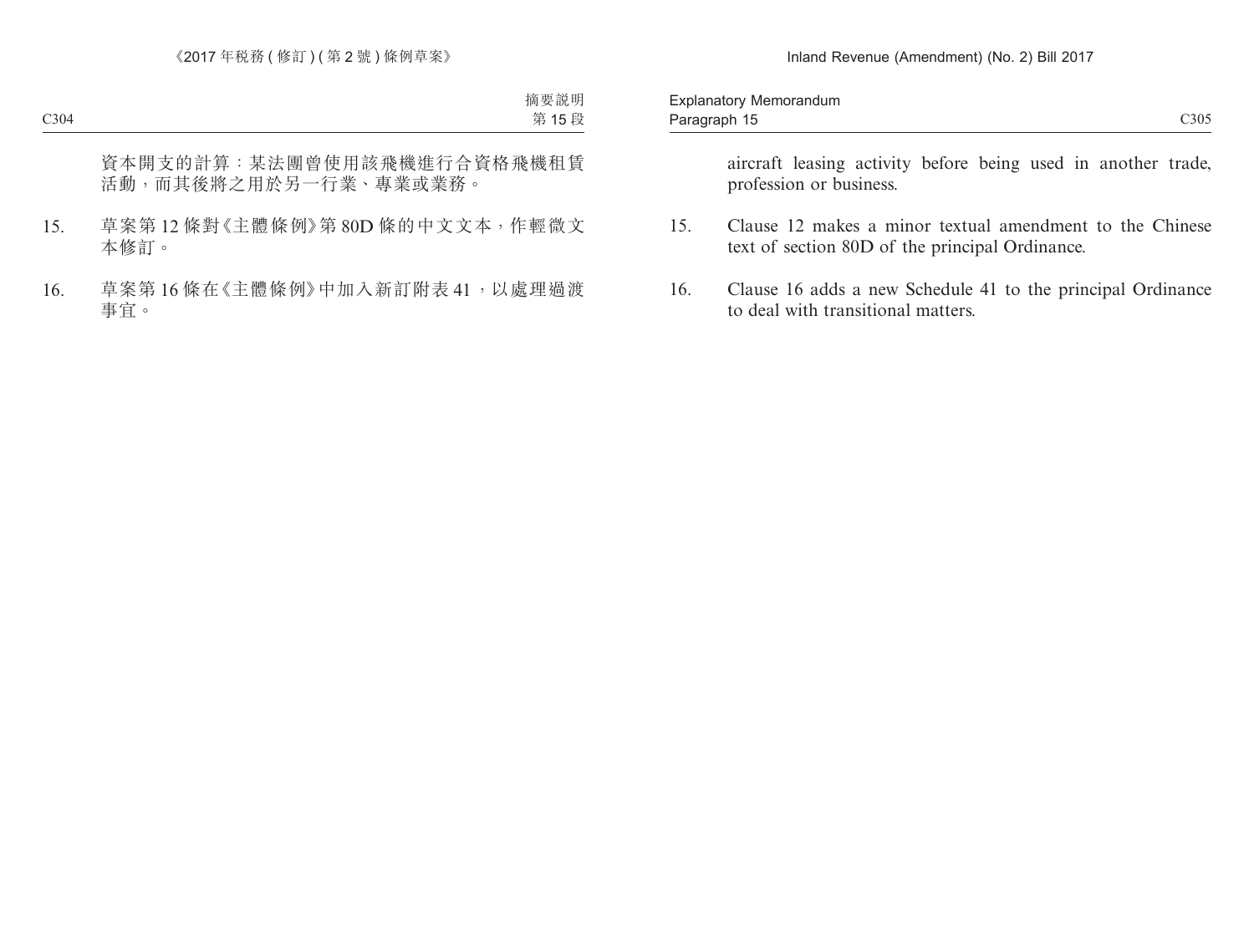資本開支的計算：某法團曾使用該飛機進行合資格飛機租賃活動，而其後將之用於另一行業、專業或業務。

15. 草案第 12 條對《主體條例》第 80D 條的中文文本，作輕微文本修訂。

16. 草案第 16 條在《主體條例》中加入新訂附表 41，以處理過渡事宜。

aircraft leasing activity before being used in another trade, profession or business.

15. Clause 12 makes a minor textual amendment to the Chinese text of section 80D of the principal Ordinance.

16. Clause 16 adds a new Schedule 41 to the principal Ordinance to deal with transitional matters.